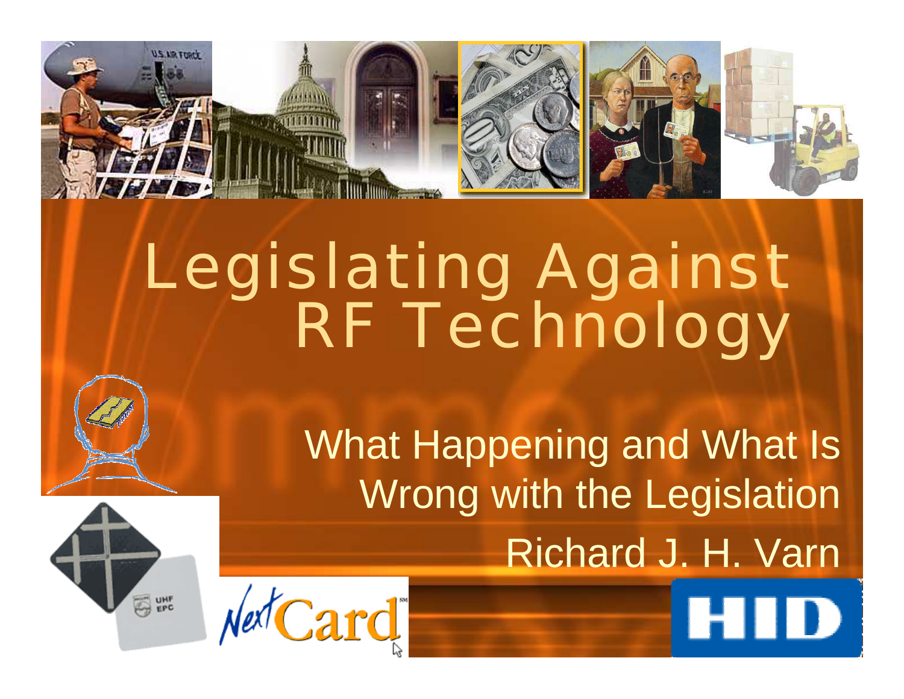# Legislating Against RF Technology

What Happening and What Is Wrong with the Legislation

Richard J. H. Varn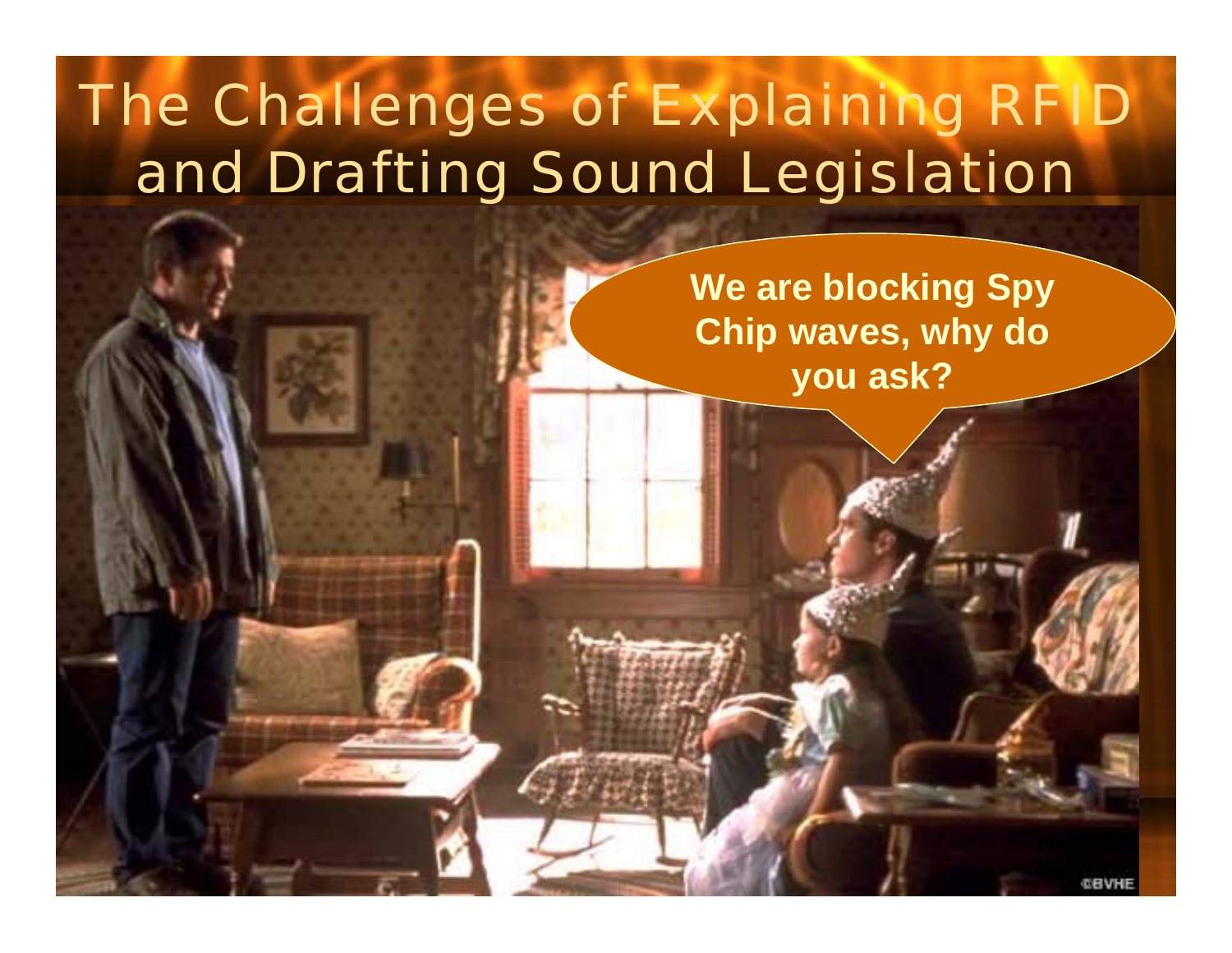# The Challenges of Explaining RFID and Drafting Sound Legislation

We are blocking Spy Chip waves, why do you ask?

©BVHE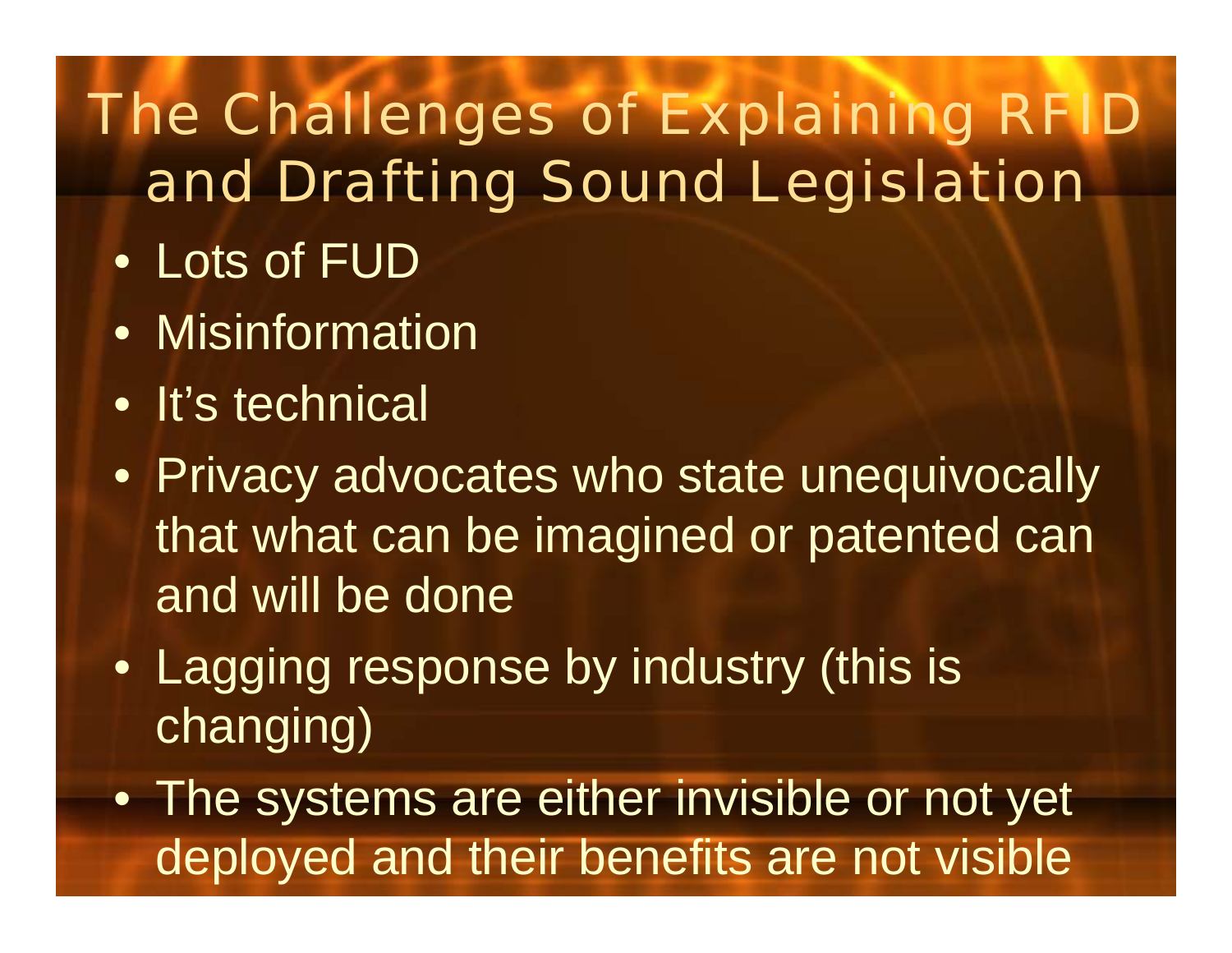# The Challenges of Explaining RFID and Drafting Sound Legislation

- Lots of FUD
- Misinformation
- It's technical
- Privacy advocates who state unequivocally that what can be imagined or patented can and will be done
- Lagging response by industry (this is changing)
- The systems are either invisible or not yet deployed and their benefits are not visible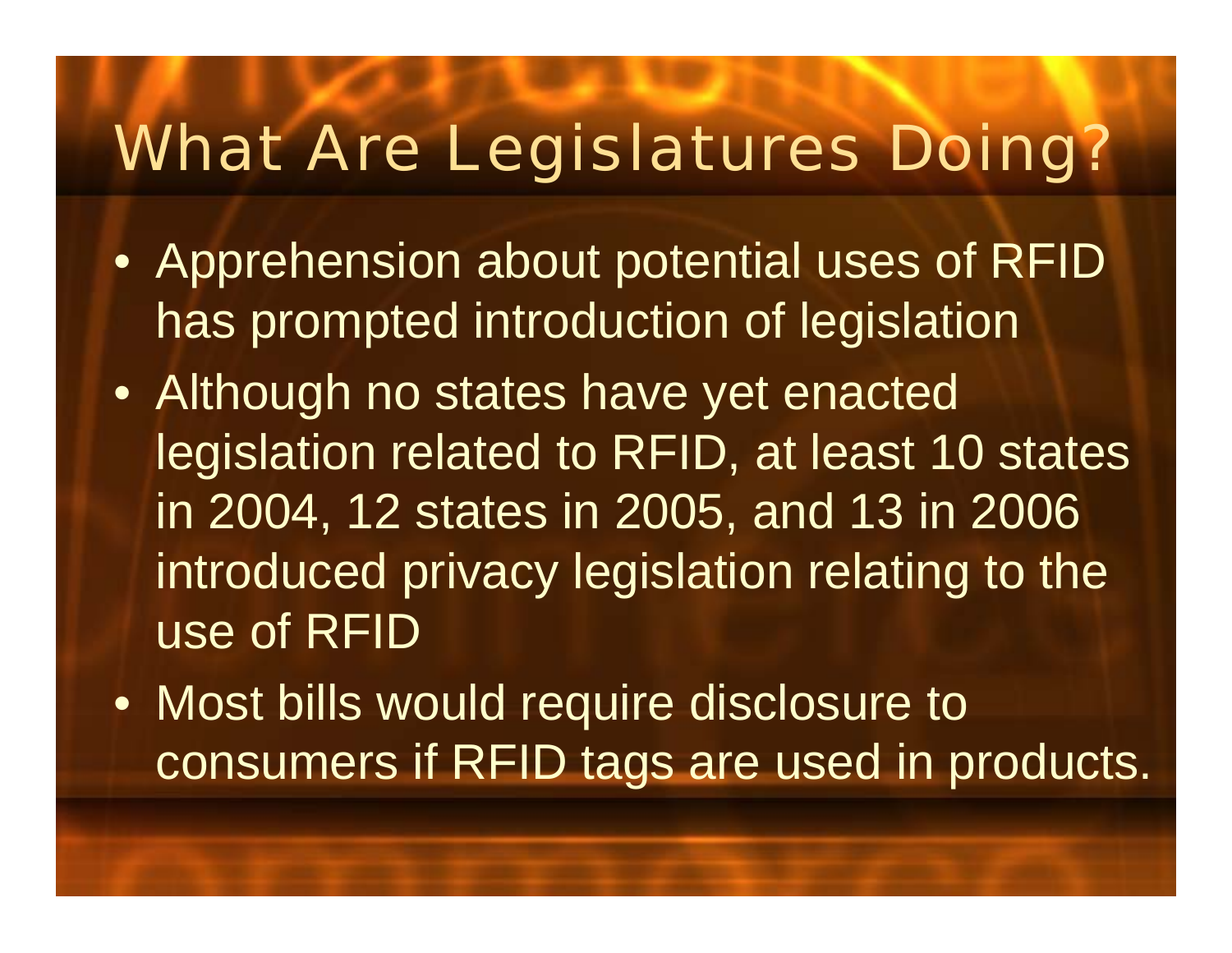# What Are Legislatures Doing?

- Apprehension about potential uses of RFID has prompted introduction of legislation
- Although no states have yet enacted legislation related to RFID, at least 10 states in 2004, 12 states in 2005, and 13 in 2006 introduced privacy legislation relating to the use of RFID
- Most bills would require disclosure to consumers if RFID tags are used in products.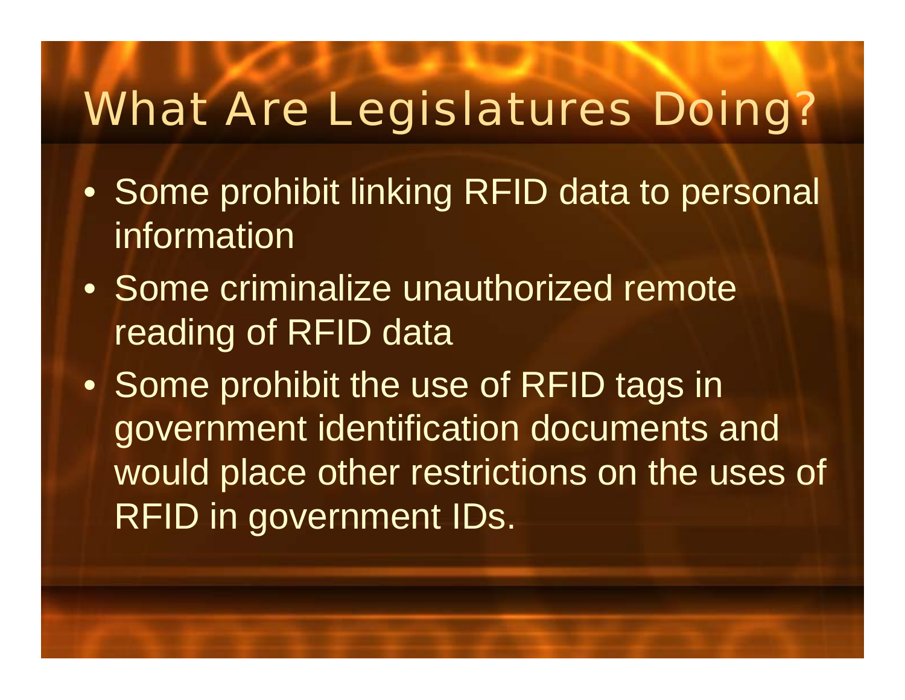# What Are Legislatures Doing?

- Some prohibit linking RFID data to personal information
- Some criminalize unauthorized remote reading of RFID data
- Some prohibit the use of RFID tags in government identification documents and would place other restrictions on the uses of RFID in government IDs.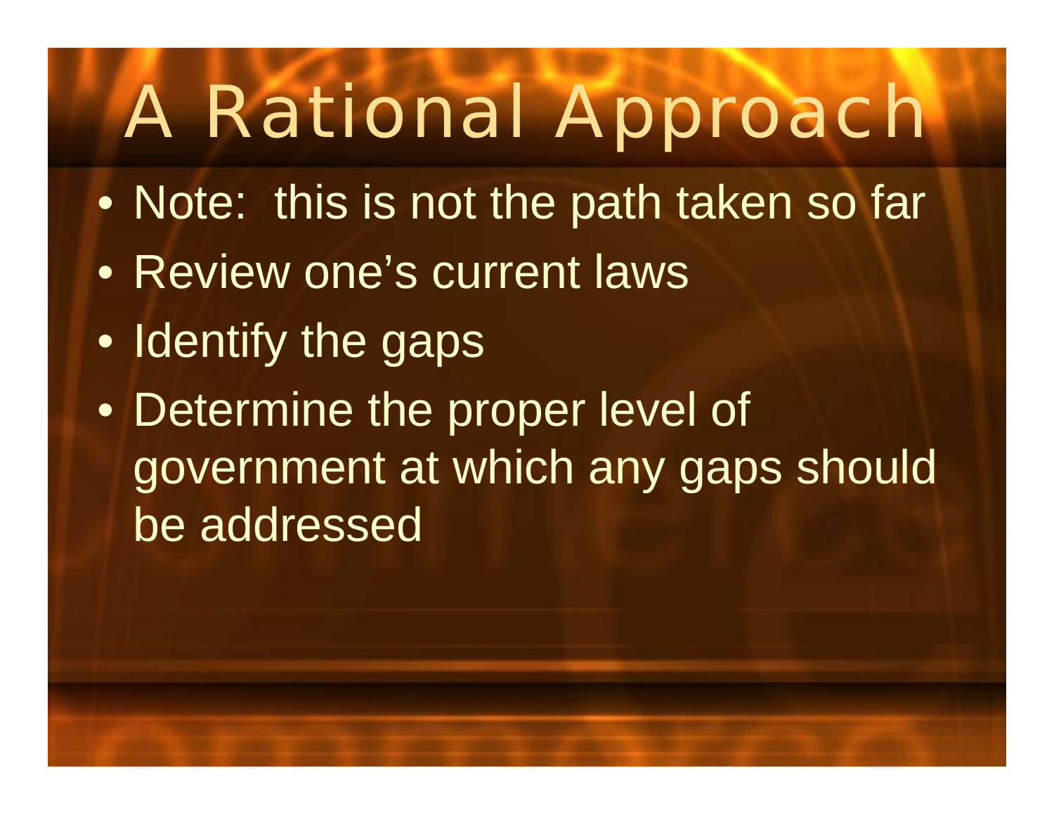# A Rational Approach

- Note:  this is not the path taken so far
- Review one's current laws
- Identify the gaps
- Determine the proper level of government at which any gaps should be addressed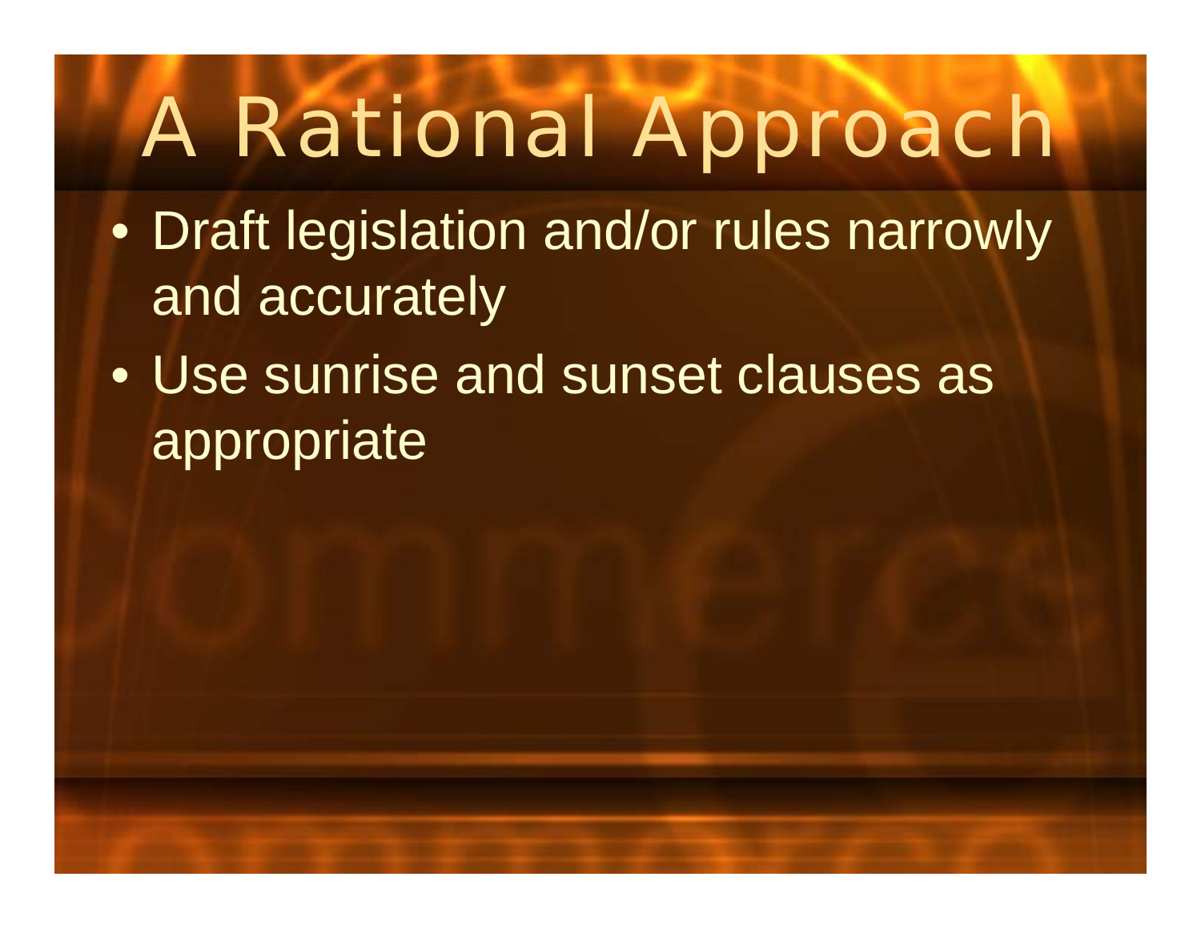# A Rational Approach

- Draft legislation and/or rules narrowly and accurately
- Use sunrise and sunset clauses as appropriate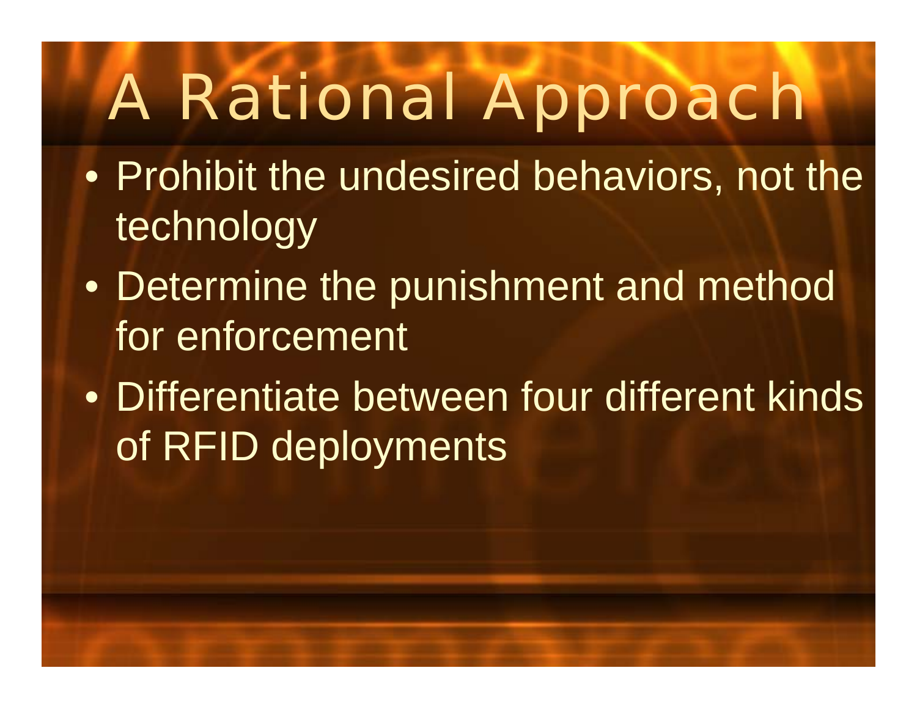# A Rational Approach

- Prohibit the undesired behaviors, not the technology
- Determine the punishment and method for enforcement
- Differentiate between four different kinds of RFID deployments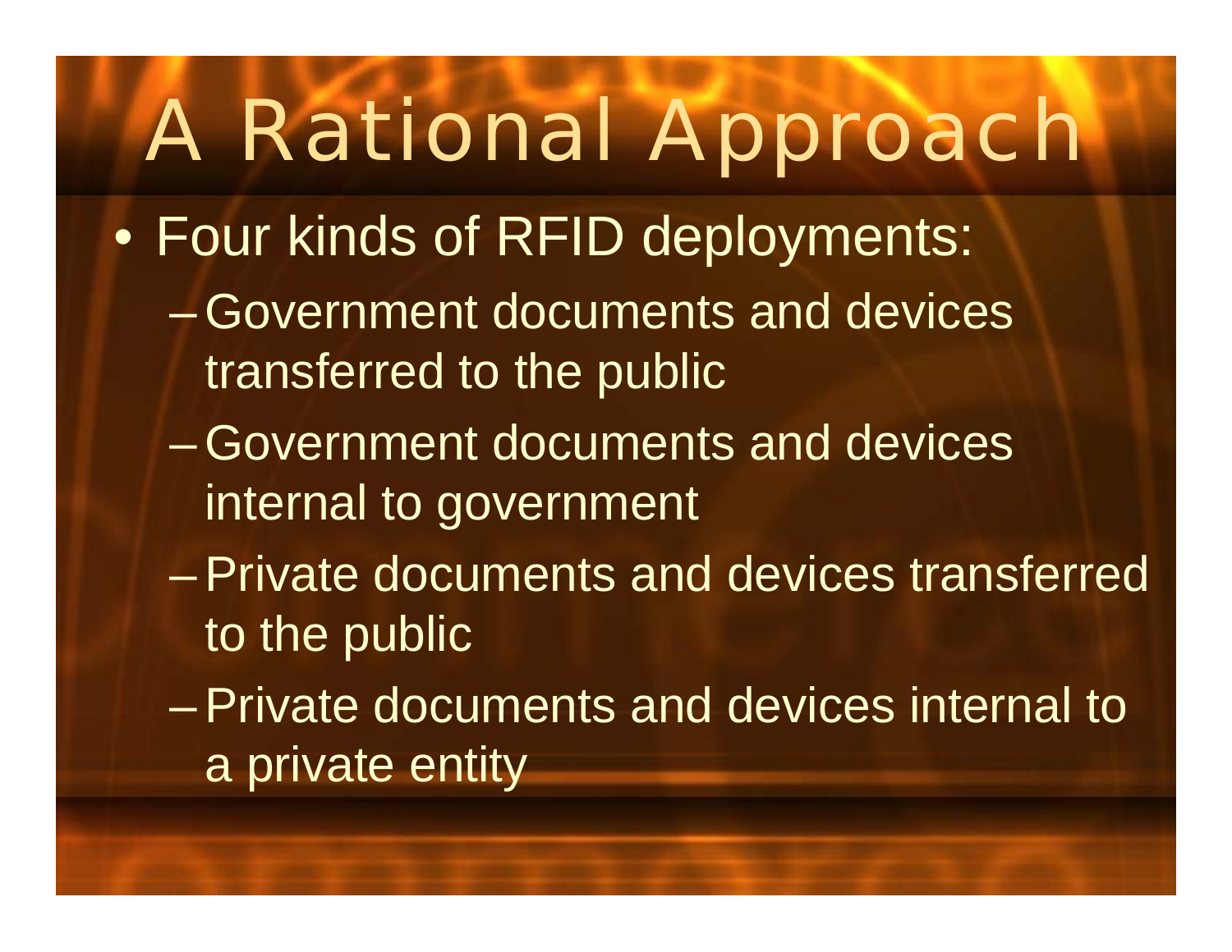# A Rational Approach

- Four kinds of RFID deployments:
  - Government documents and devices transferred to the public
  - Government documents and devices internal to government
  - Private documents and devices transferred to the public
  - Private documents and devices internal to a private entity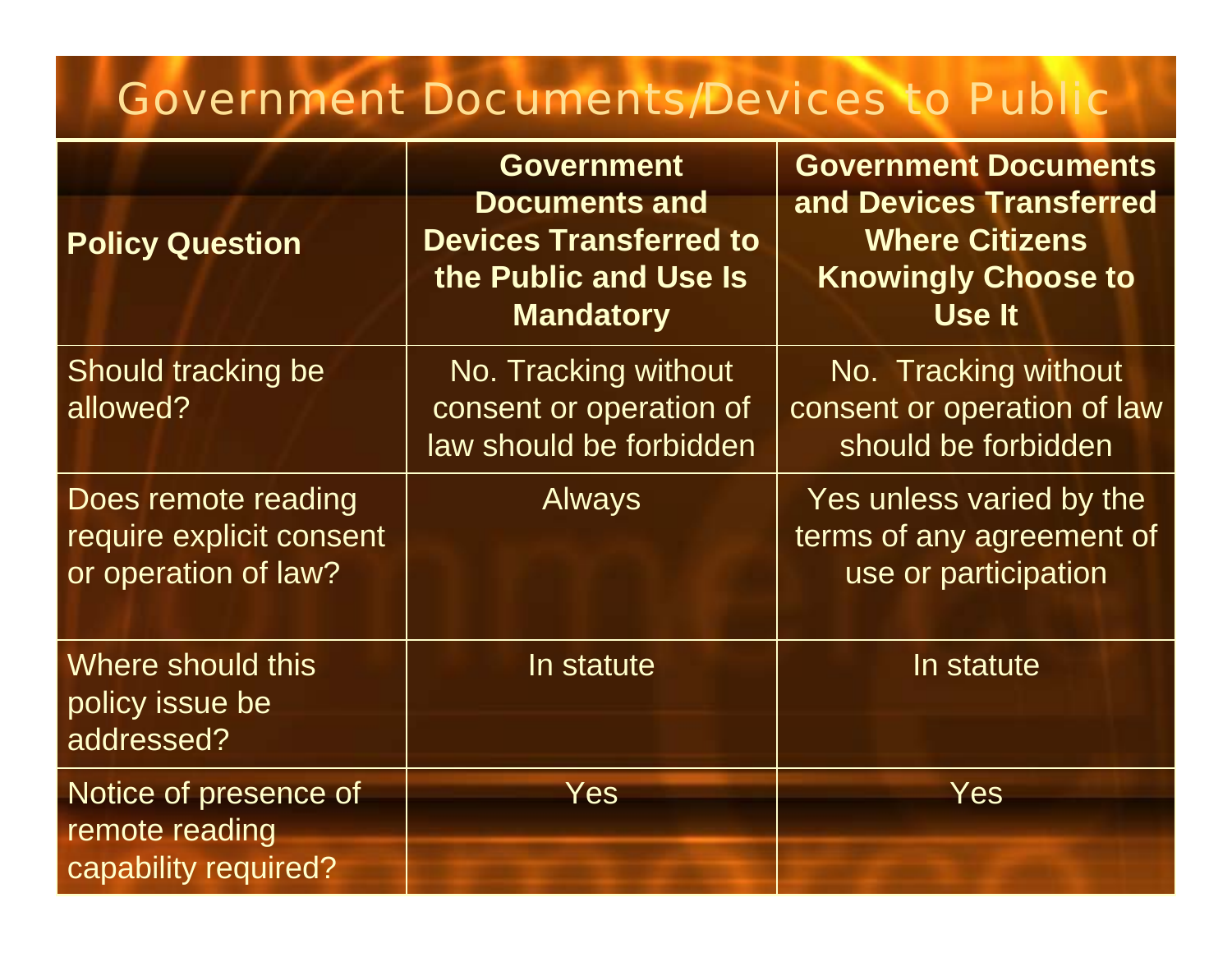# Government Documents/Devices to Public

| **Policy Question** | **Government Documents and Devices Transferred to the Public and Use Is Mandatory** | **Government Documents and Devices Transferred Where Citizens Knowingly Choose to Use It** |
|---|---|---|
| Should tracking be allowed? | No. Tracking without consent or operation of law should be forbidden | No. Tracking without consent or operation of law should be forbidden |
| Does remote reading require explicit consent or operation of law? | Always | Yes unless varied by the terms of any agreement of use or participation |
| Where should this policy issue be addressed? | In statute | In statute |
| Notice of presence of remote reading capability required? | Yes | Yes |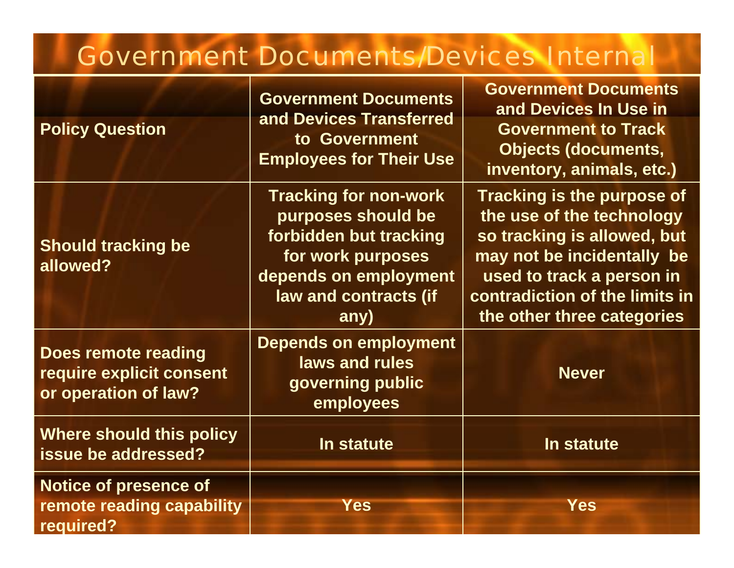# Government Documents/Devices Internal

| Policy Question | Government Documents and Devices Transferred to Government Employees for Their Use | Government Documents and Devices In Use in Government to Track Objects (documents, inventory, animals, etc.) |
| --- | --- | --- |
| Should tracking be allowed? | Tracking for non-work purposes should be forbidden but tracking for work purposes depends on employment law and contracts (if any) | Tracking is the purpose of the use of the technology so tracking is allowed, but may not be incidentally be used to track a person in contradiction of the limits in the other three categories |
| Does remote reading require explicit consent or operation of law? | Depends on employment laws and rules governing public employees | Never |
| Where should this policy issue be addressed? | In statute | In statute |
| Notice of presence of remote reading capability required? | Yes | Yes |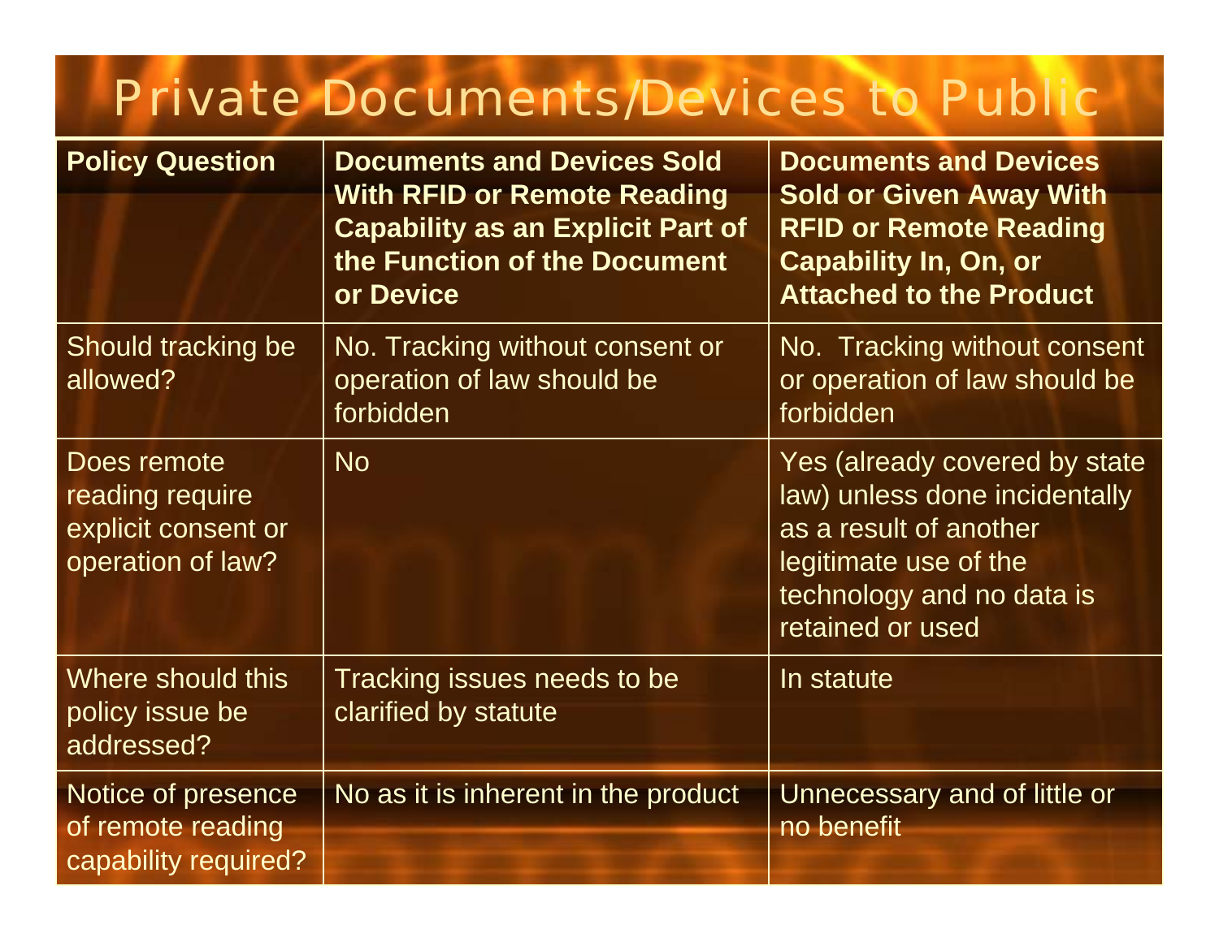# Private Documents/Devices to Public

| Policy Question | Documents and Devices Sold With RFID or Remote Reading Capability as an Explicit Part of the Function of the Document or Device | Documents and Devices Sold or Given Away With RFID or Remote Reading Capability In, On, or Attached to the Product |
|---|---|---|
| Should tracking be allowed? | No. Tracking without consent or operation of law should be forbidden | No. Tracking without consent or operation of law should be forbidden |
| Does remote reading require explicit consent or operation of law? | No | Yes (already covered by state law) unless done incidentally as a result of another legitimate use of the technology and no data is retained or used |
| Where should this policy issue be addressed? | Tracking issues needs to be clarified by statute | In statute |
| Notice of presence of remote reading capability required? | No as it is inherent in the product | Unnecessary and of little or no benefit |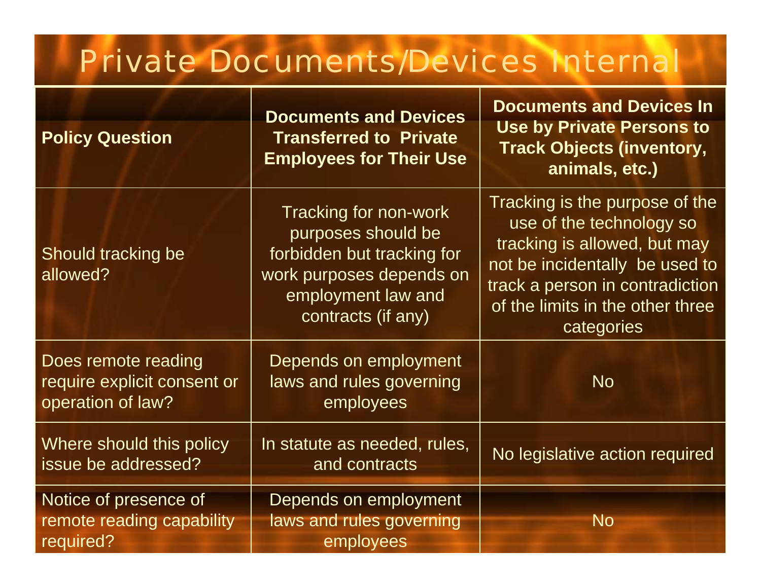# Private Documents/Devices Internal

| Policy Question | Documents and Devices Transferred to Private Employees for Their Use | Documents and Devices In Use by Private Persons to Track Objects (inventory, animals, etc.) |
|---|---|---|
| Should tracking be allowed? | Tracking for non-work purposes should be forbidden but tracking for work purposes depends on employment law and contracts (if any) | Tracking is the purpose of the use of the technology so tracking is allowed, but may not be incidentally be used to track a person in contradiction of the limits in the other three categories |
| Does remote reading require explicit consent or operation of law? | Depends on employment laws and rules governing employees | No |
| Where should this policy issue be addressed? | In statute as needed, rules, and contracts | No legislative action required |
| Notice of presence of remote reading capability required? | Depends on employment laws and rules governing employees | No |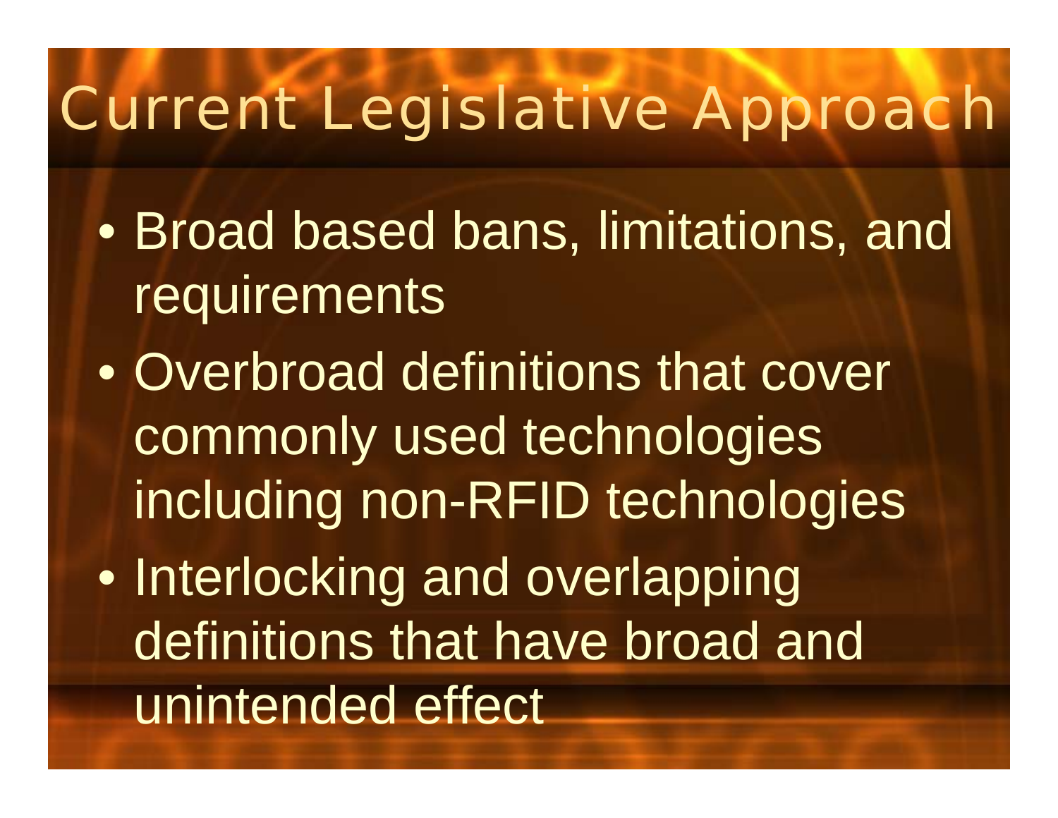# Current Legislative Approach

- Broad based bans, limitations, and requirements
- Overbroad definitions that cover commonly used technologies including non-RFID technologies
- Interlocking and overlapping definitions that have broad and unintended effect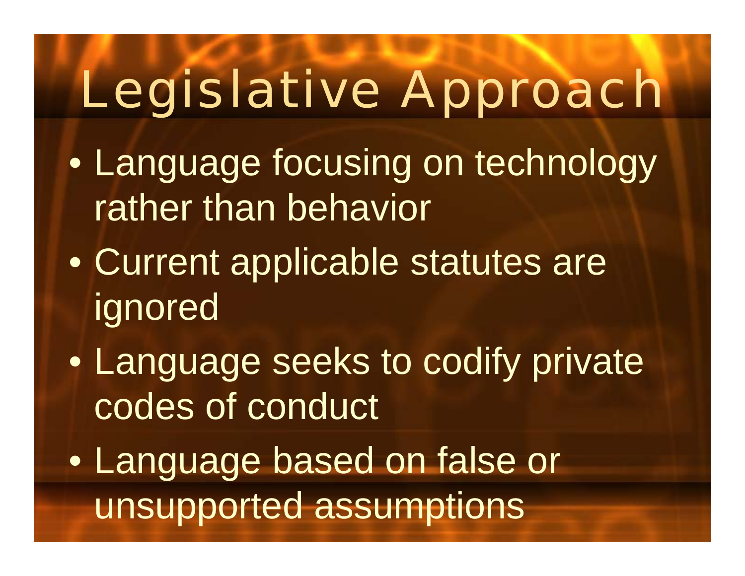# Legislative Approach

- Language focusing on technology rather than behavior
- Current applicable statutes are ignored
- Language seeks to codify private codes of conduct
- Language based on false or unsupported assumptions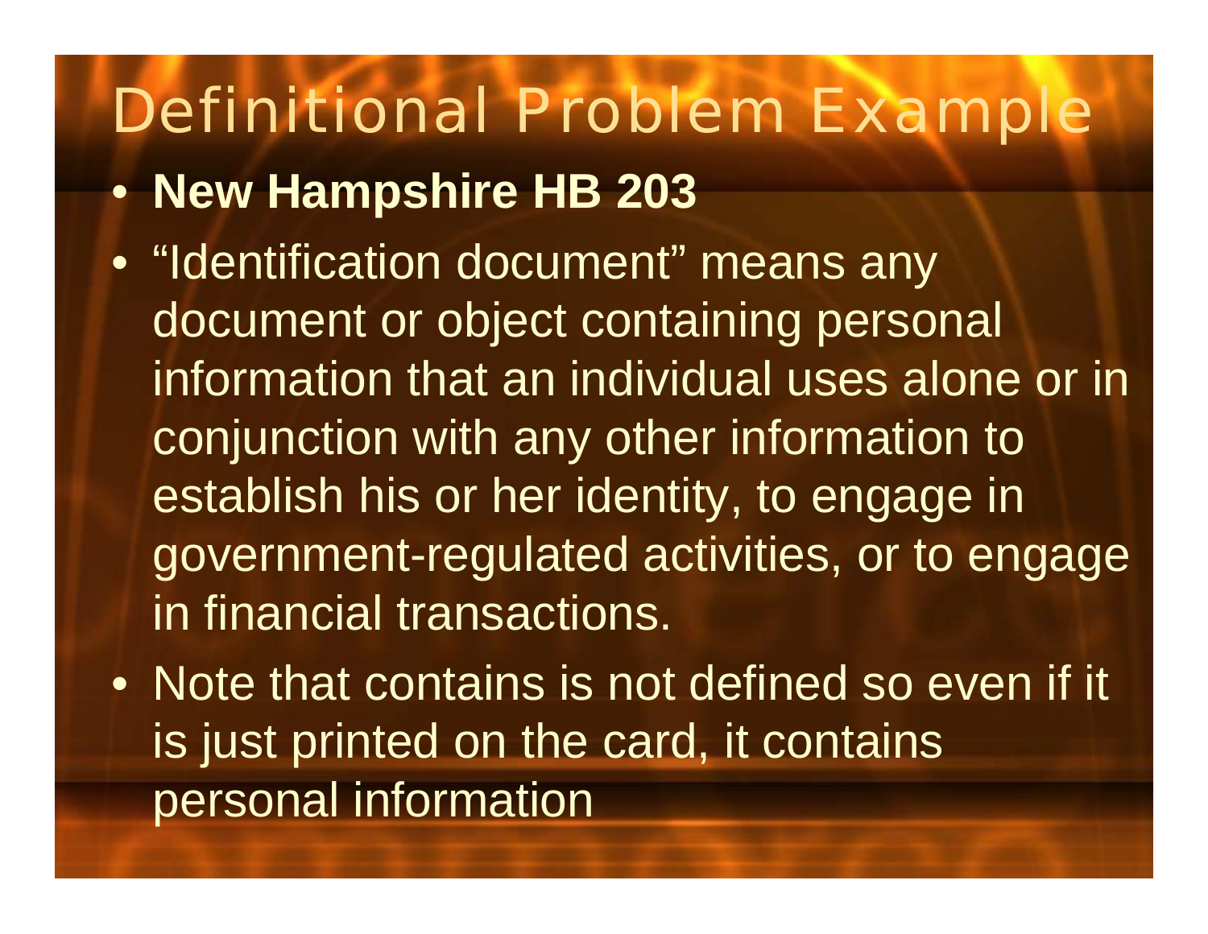# Definitional Problem Example

- **New Hampshire HB 203**
- "Identification document" means any document or object containing personal information that an individual uses alone or in conjunction with any other information to establish his or her identity, to engage in government-regulated activities, or to engage in financial transactions.
- Note that contains is not defined so even if it is just printed on the card, it contains personal information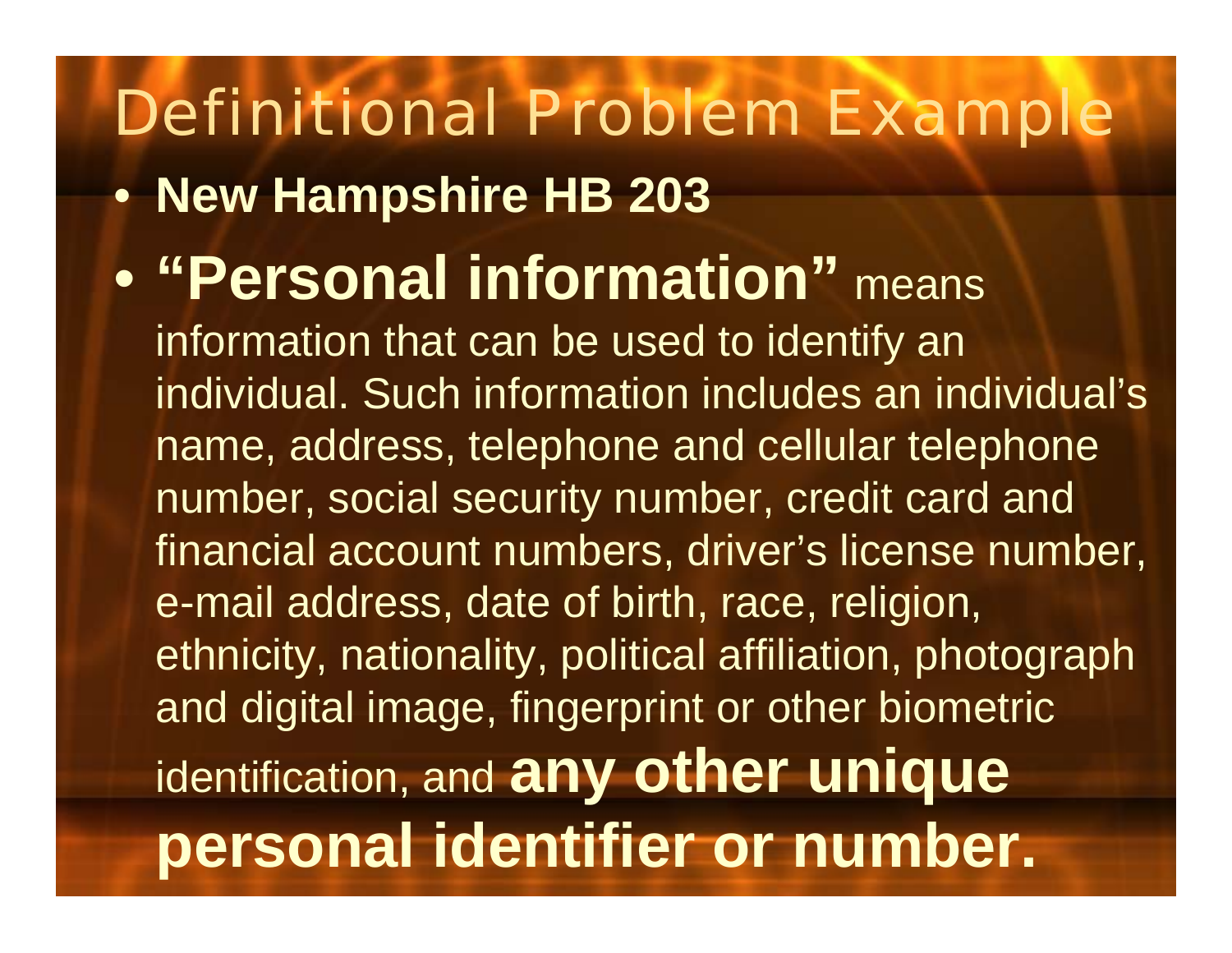# Definitional Problem Example

- **New Hampshire HB 203**
- **"Personal information"** means information that can be used to identify an individual. Such information includes an individual's name, address, telephone and cellular telephone number, social security number, credit card and financial account numbers, driver's license number, e-mail address, date of birth, race, religion, ethnicity, nationality, political affiliation, photograph and digital image, fingerprint or other biometric identification, and **any other unique personal identifier or number.**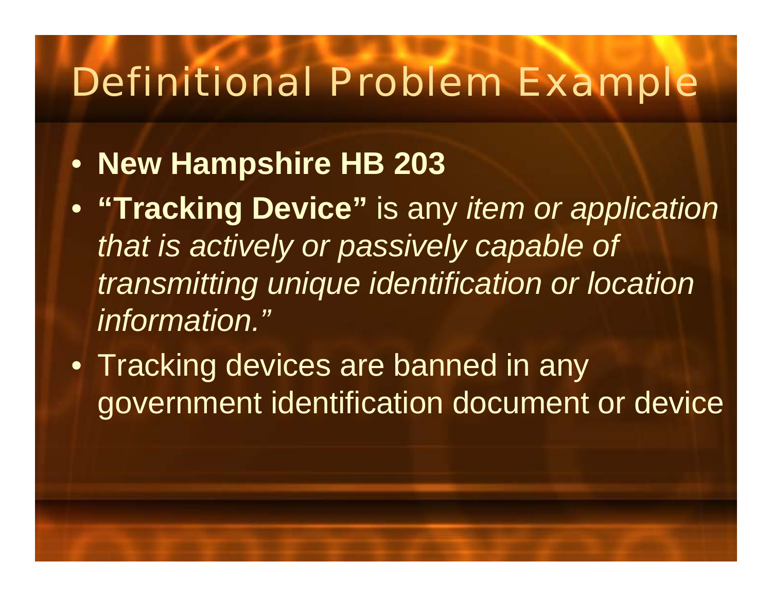# Definitional Problem Example

- **New Hampshire HB 203**
- **"Tracking Device"** is any *item or application that is actively or passively capable of transmitting unique identification or location information."*
- Tracking devices are banned in any government identification document or device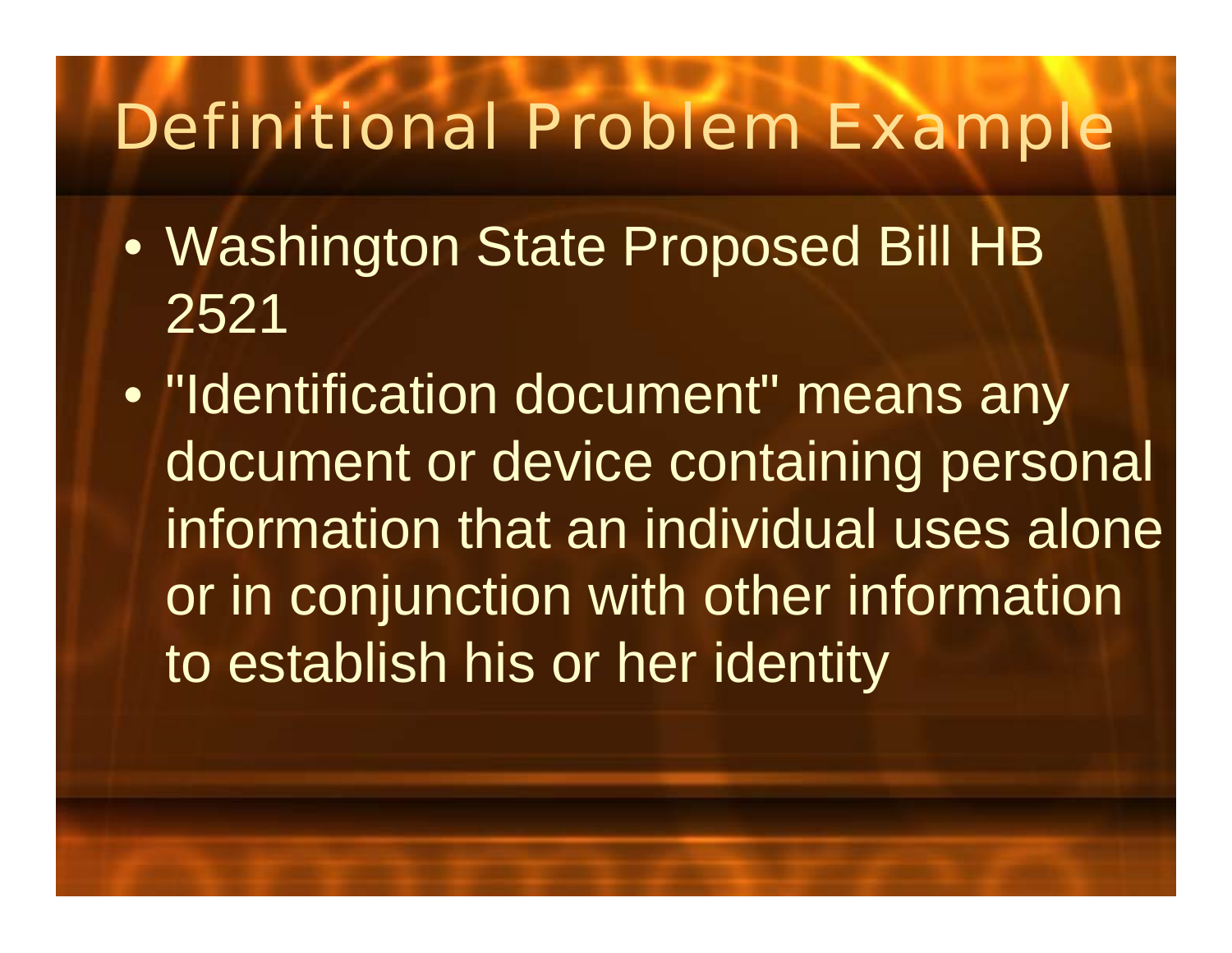# Definitional Problem Example

- Washington State Proposed Bill HB 2521
- "Identification document" means any document or device containing personal information that an individual uses alone or in conjunction with other information to establish his or her identity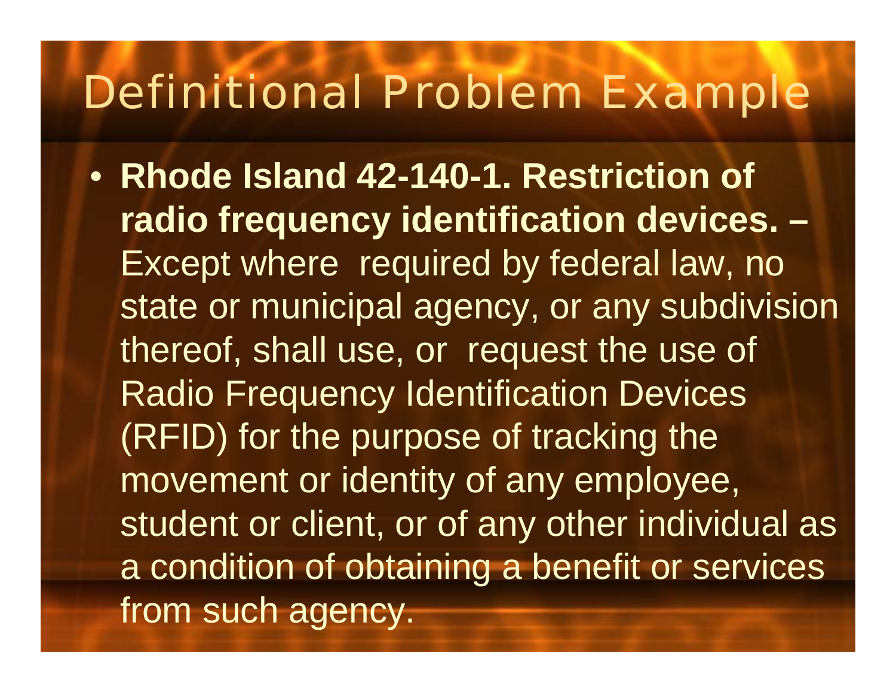# Definitional Problem Example

- **Rhode Island 42-140-1. Restriction of radio frequency identification devices. –** Except where required by federal law, no state or municipal agency, or any subdivision thereof, shall use, or request the use of Radio Frequency Identification Devices (RFID) for the purpose of tracking the movement or identity of any employee, student or client, or of any other individual as a condition of obtaining a benefit or services from such agency.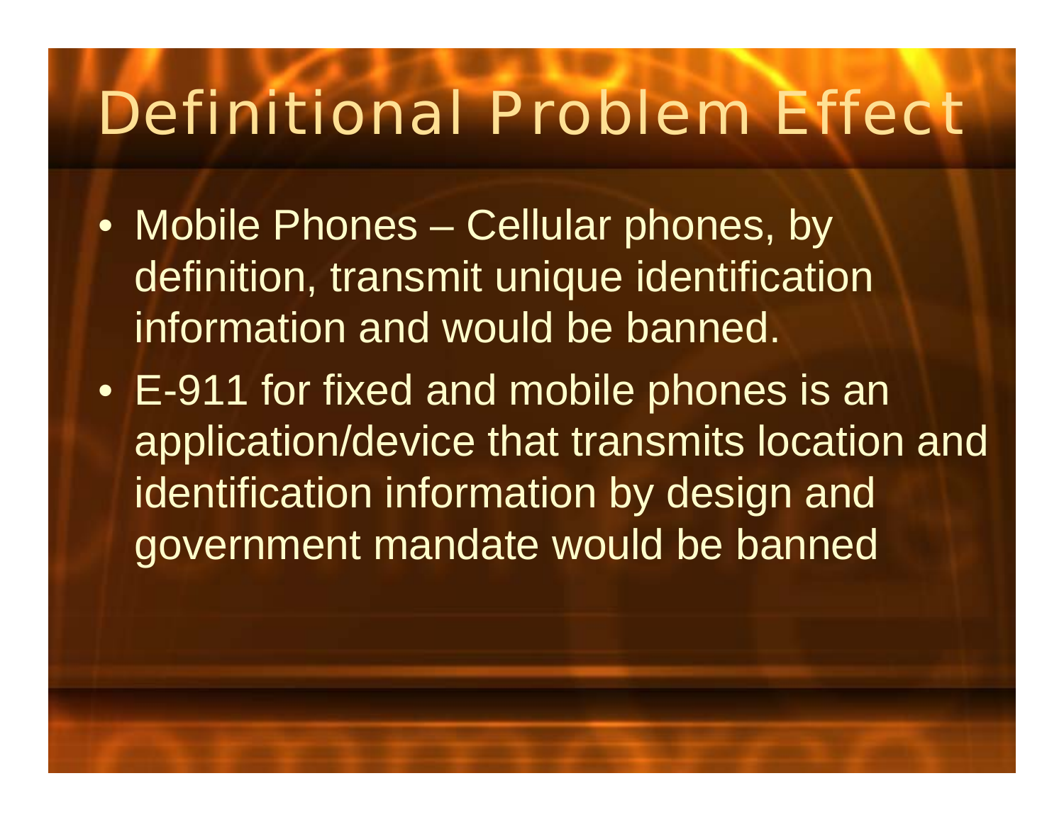# Definitional Problem Effect

- Mobile Phones – Cellular phones, by definition, transmit unique identification information and would be banned.
- E-911 for fixed and mobile phones is an application/device that transmits location and identification information by design and government mandate would be banned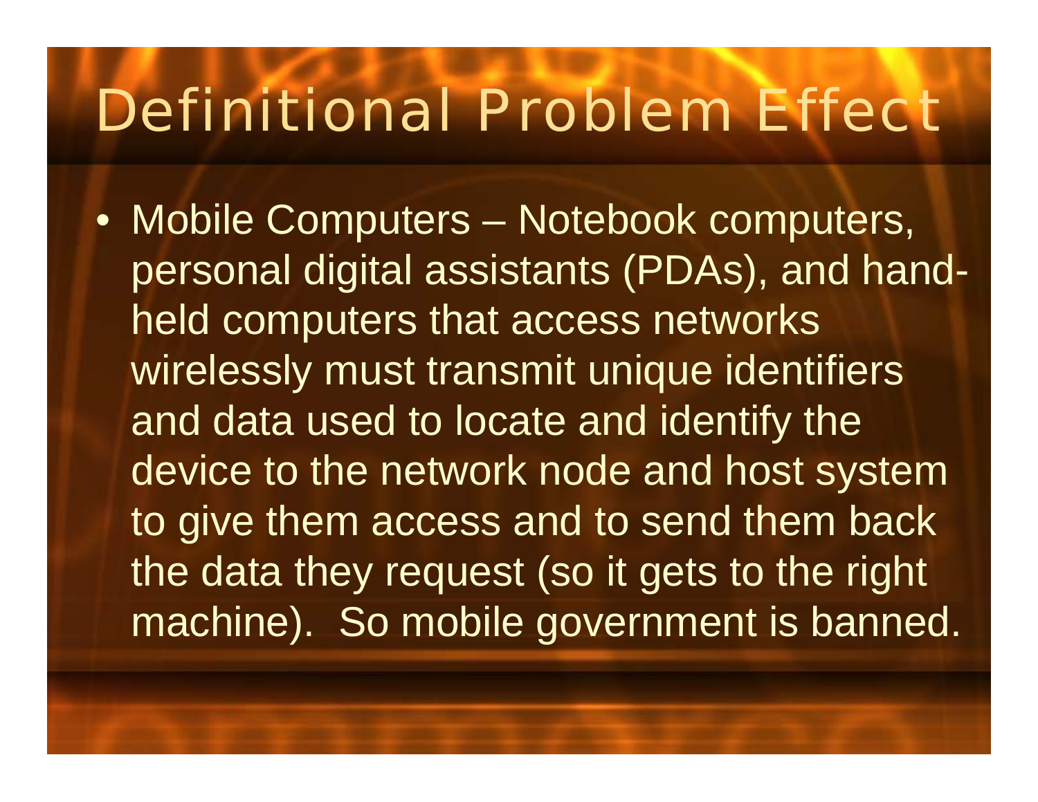# Definitional Problem Effect

- Mobile Computers – Notebook computers, personal digital assistants (PDAs), and hand-held computers that access networks wirelessly must transmit unique identifiers and data used to locate and identify the device to the network node and host system to give them access and to send them back the data they request (so it gets to the right machine). So mobile government is banned.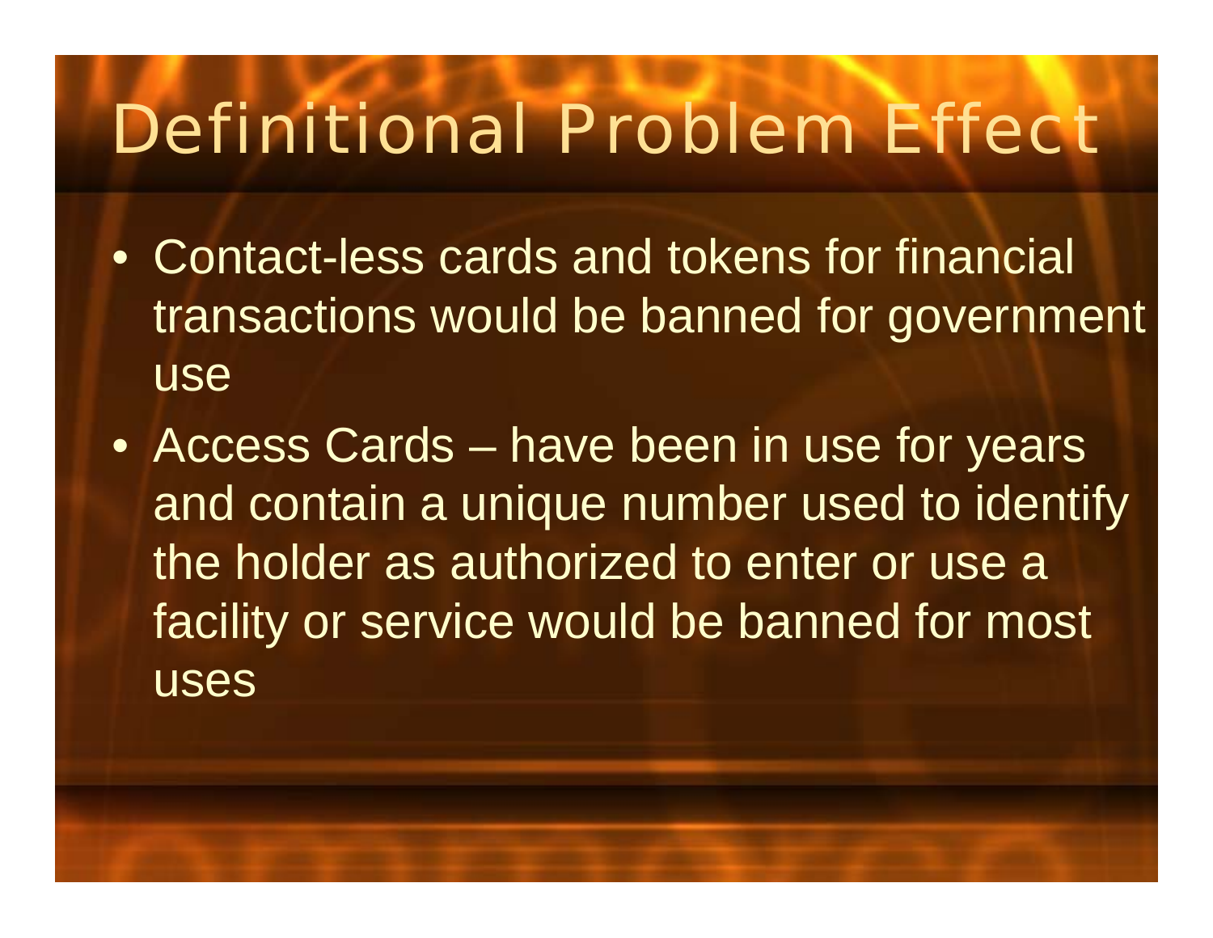# Definitional Problem Effect

- Contact-less cards and tokens for financial transactions would be banned for government use
- Access Cards – have been in use for years and contain a unique number used to identify the holder as authorized to enter or use a facility or service would be banned for most uses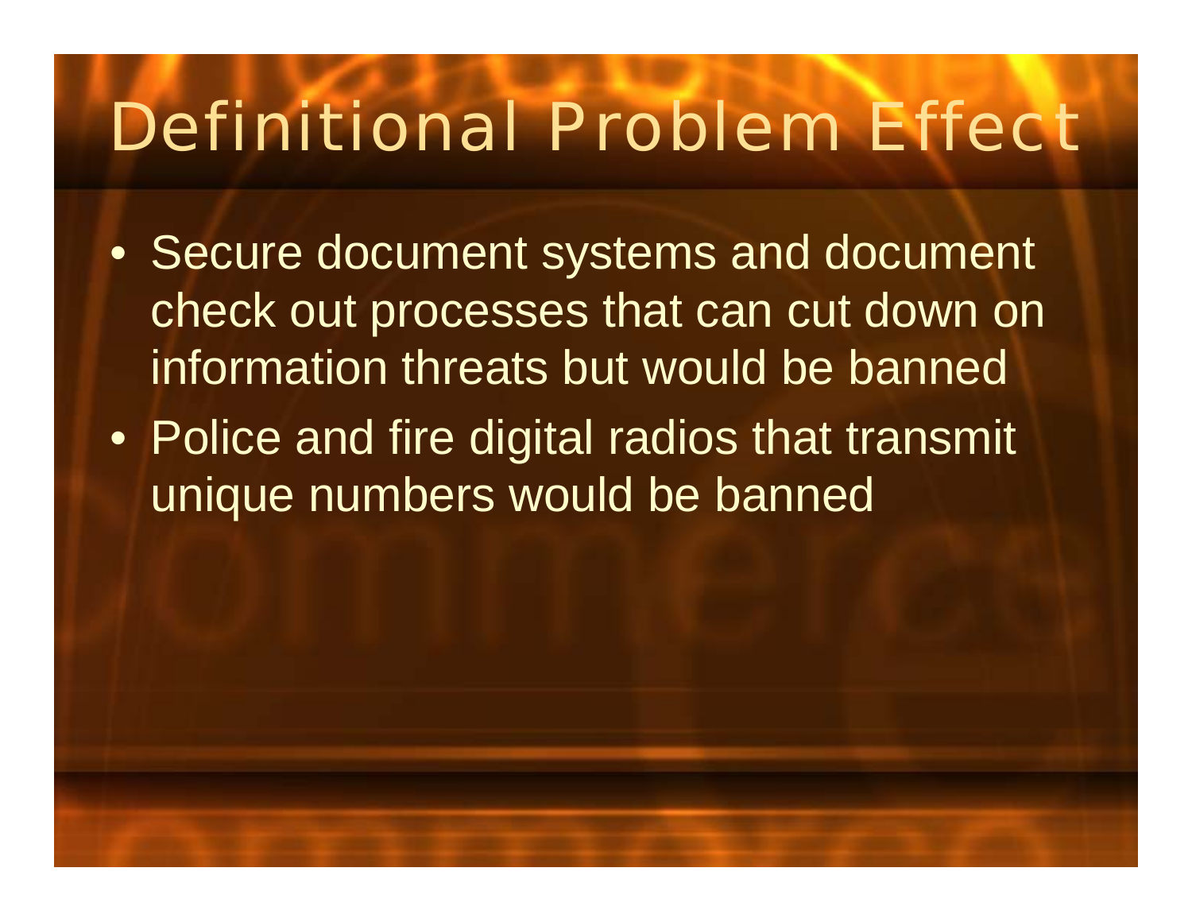# Definitional Problem Effect

- Secure document systems and document check out processes that can cut down on information threats but would be banned
- Police and fire digital radios that transmit unique numbers would be banned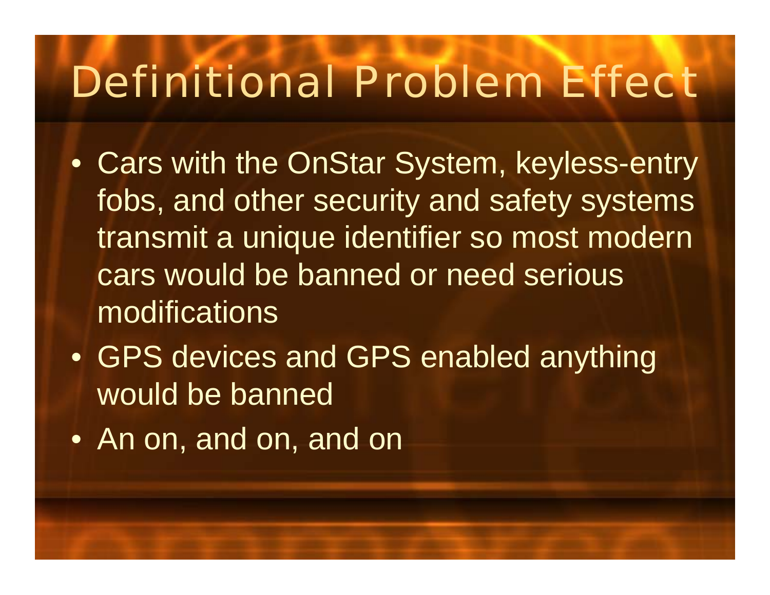# Definitional Problem Effect

- Cars with the OnStar System, keyless-entry fobs, and other security and safety systems transmit a unique identifier so most modern cars would be banned or need serious modifications
- GPS devices and GPS enabled anything would be banned
- An on, and on, and on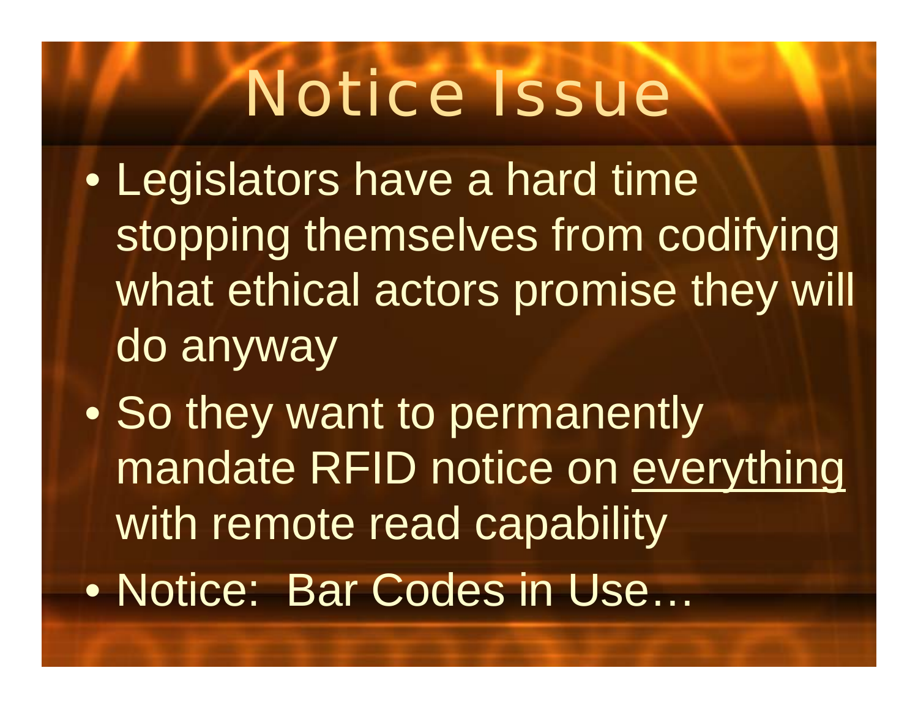# Notice Issue

- Legislators have a hard time stopping themselves from codifying what ethical actors promise they will do anyway
- So they want to permanently mandate RFID notice on <u>everything</u> with remote read capability
- Notice: Bar Codes in Use…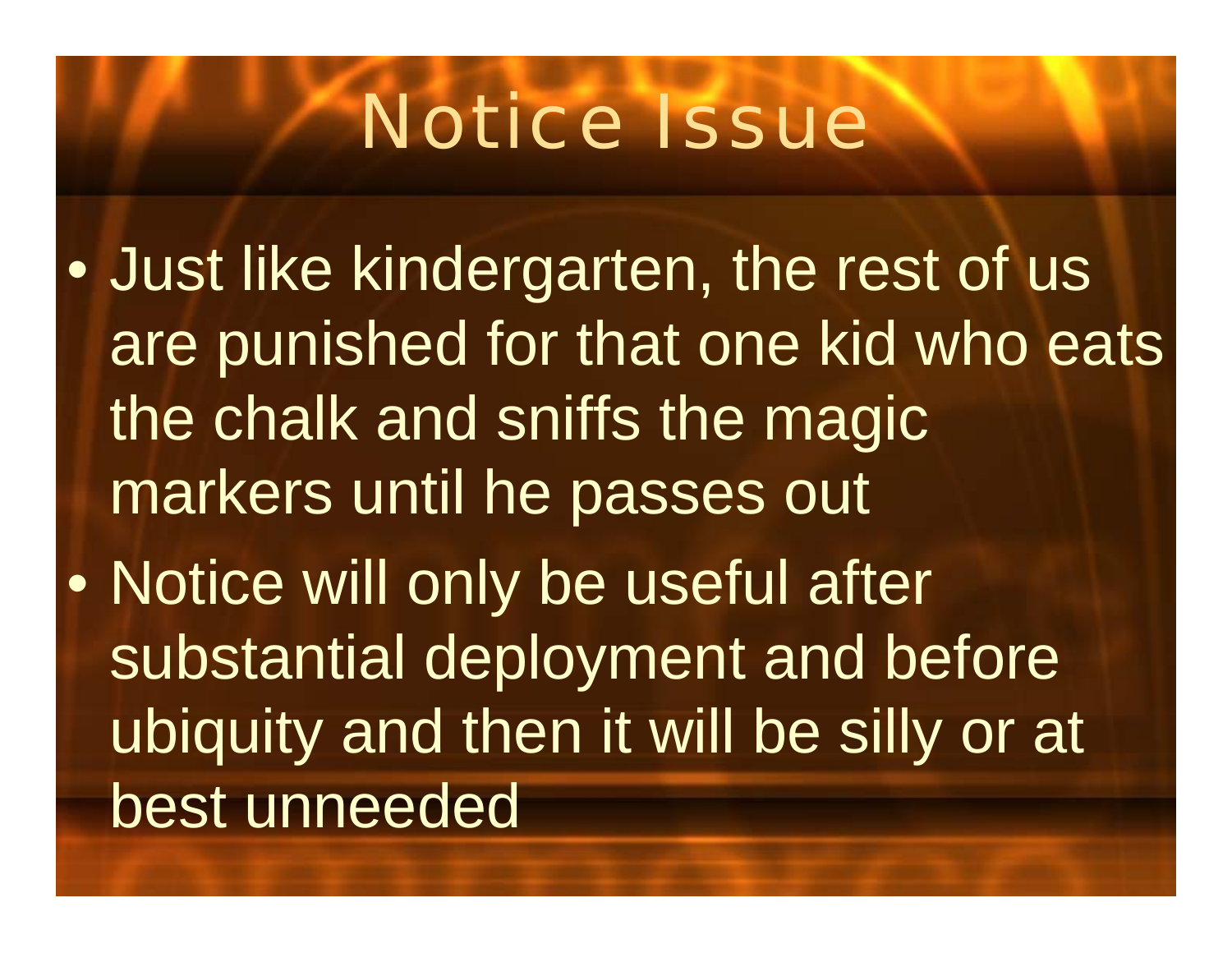# Notice Issue

- Just like kindergarten, the rest of us are punished for that one kid who eats the chalk and sniffs the magic markers until he passes out
- Notice will only be useful after substantial deployment and before ubiquity and then it will be silly or at best unneeded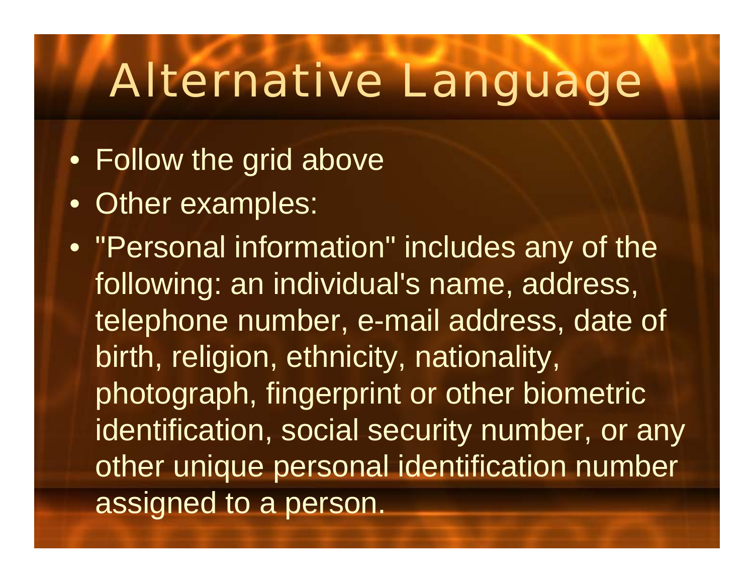# Alternative Language

- Follow the grid above
- Other examples:
- "Personal information" includes any of the following: an individual's name, address, telephone number, e-mail address, date of birth, religion, ethnicity, nationality, photograph, fingerprint or other biometric identification, social security number, or any other unique personal identification number assigned to a person.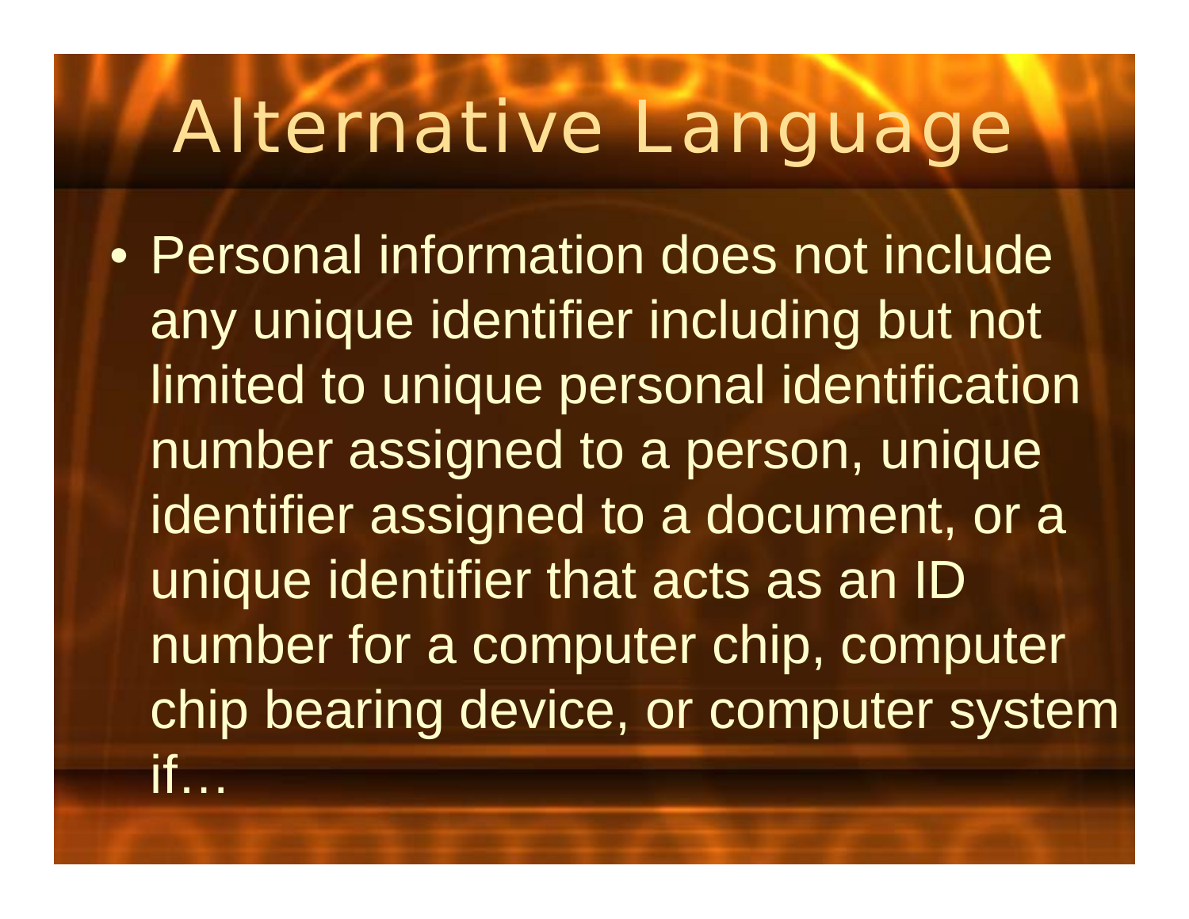# Alternative Language

- Personal information does not include any unique identifier including but not limited to unique personal identification number assigned to a person, unique identifier assigned to a document, or a unique identifier that acts as an ID number for a computer chip, computer chip bearing device, or computer system if…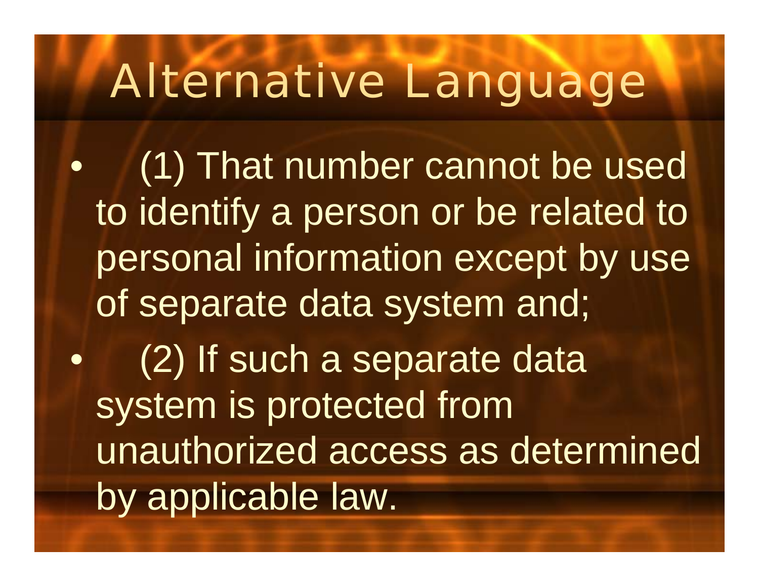# Alternative Language

- (1) That number cannot be used to identify a person or be related to personal information except by use of separate data system and;
- (2) If such a separate data system is protected from unauthorized access as determined by applicable law.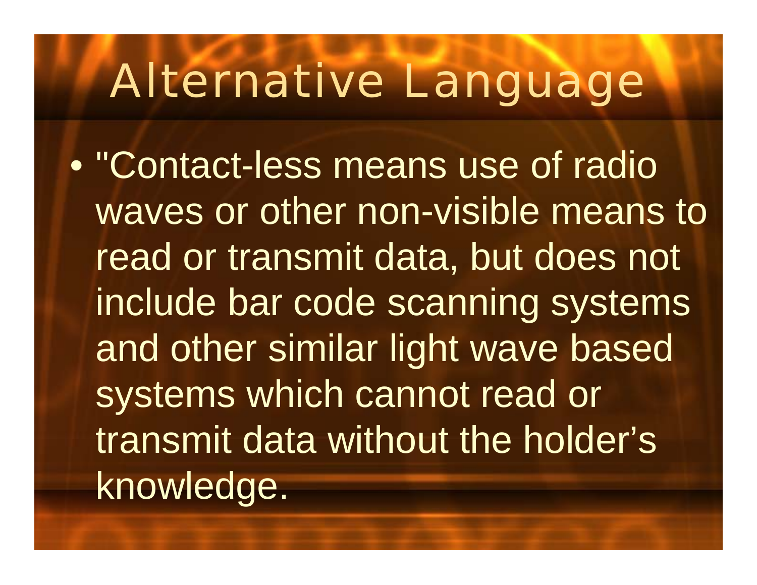# Alternative Language

- "Contact-less means use of radio waves or other non-visible means to read or transmit data, but does not include bar code scanning systems and other similar light wave based systems which cannot read or transmit data without the holder's knowledge.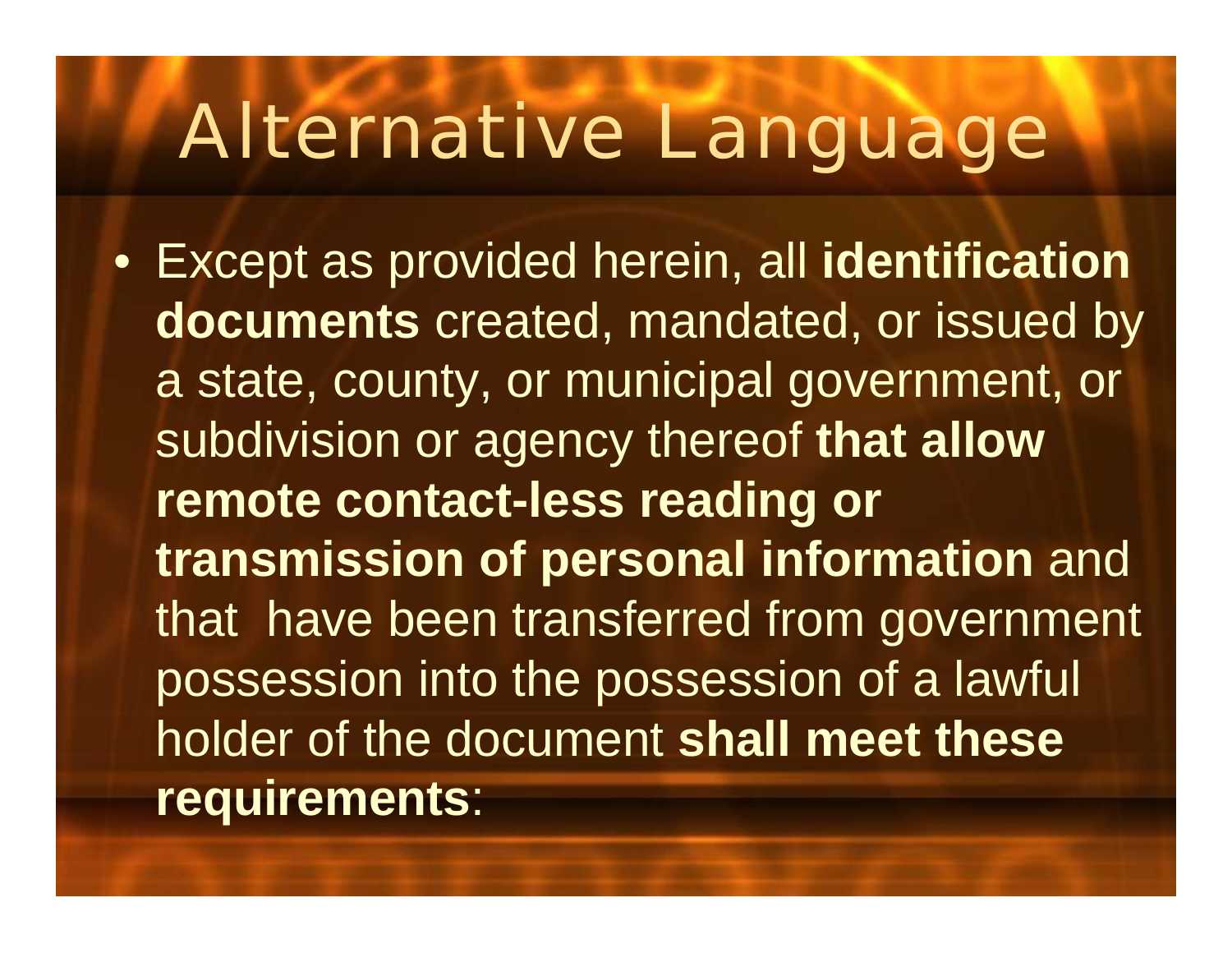# Alternative Language

- Except as provided herein, all **identification documents** created, mandated, or issued by a state, county, or municipal government, or subdivision or agency thereof **that allow remote contact-less reading or transmission of personal information** and that have been transferred from government possession into the possession of a lawful holder of the document **shall meet these requirements**: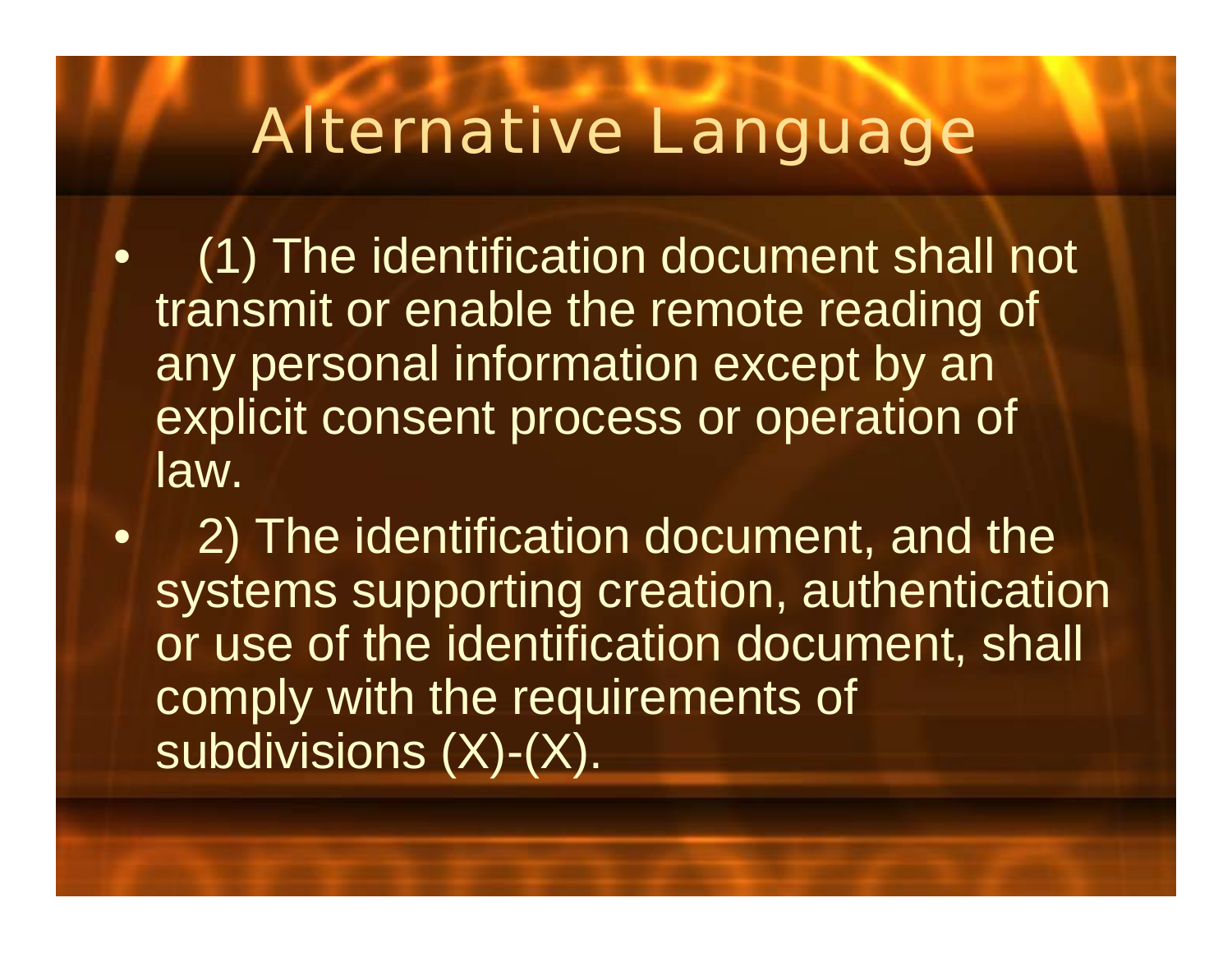# Alternative Language

- (1) The identification document shall not transmit or enable the remote reading of any personal information except by an explicit consent process or operation of law.
- 2) The identification document, and the systems supporting creation, authentication or use of the identification document, shall comply with the requirements of subdivisions (X)-(X).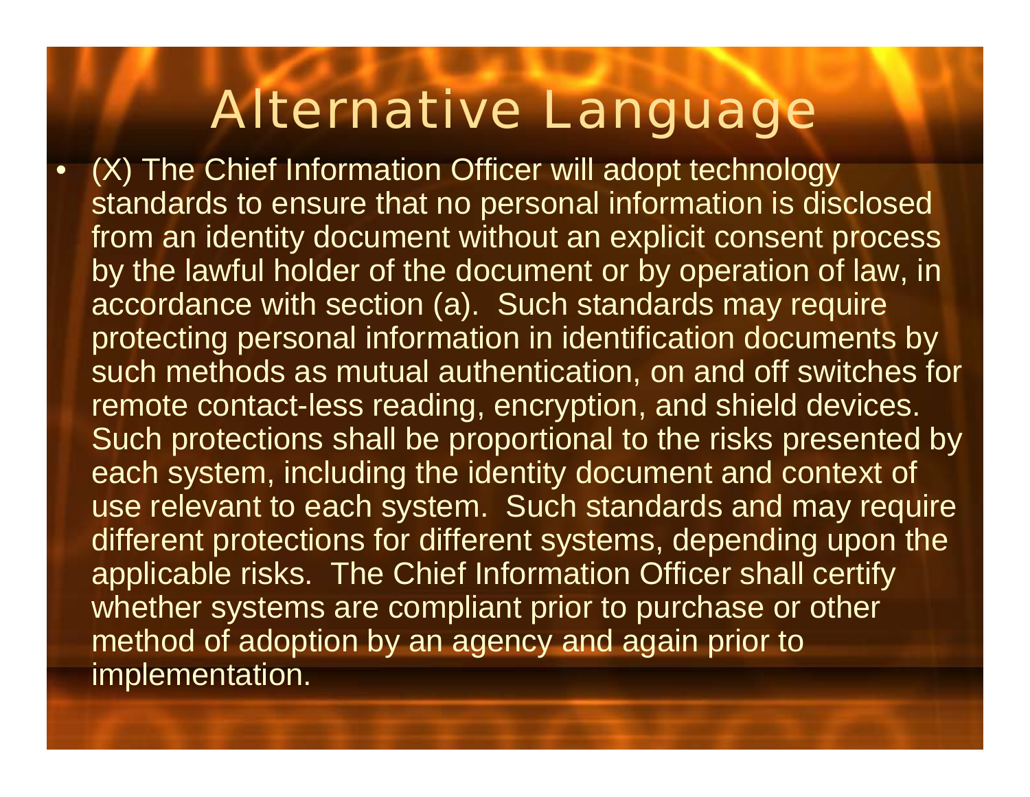# Alternative Language

- (X) The Chief Information Officer will adopt technology standards to ensure that no personal information is disclosed from an identity document without an explicit consent process by the lawful holder of the document or by operation of law, in accordance with section (a). Such standards may require protecting personal information in identification documents by such methods as mutual authentication, on and off switches for remote contact-less reading, encryption, and shield devices. Such protections shall be proportional to the risks presented by each system, including the identity document and context of use relevant to each system. Such standards and may require different protections for different systems, depending upon the applicable risks. The Chief Information Officer shall certify whether systems are compliant prior to purchase or other method of adoption by an agency and again prior to implementation.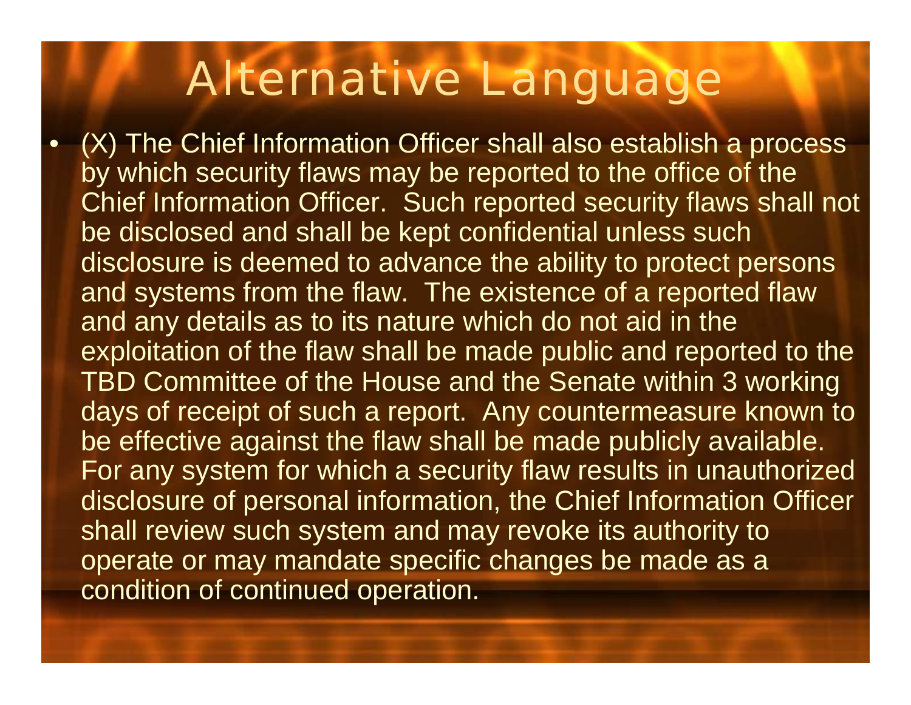# Alternative Language

- (X) The Chief Information Officer shall also establish a process by which security flaws may be reported to the office of the Chief Information Officer. Such reported security flaws shall not be disclosed and shall be kept confidential unless such disclosure is deemed to advance the ability to protect persons and systems from the flaw. The existence of a reported flaw and any details as to its nature which do not aid in the exploitation of the flaw shall be made public and reported to the TBD Committee of the House and the Senate within 3 working days of receipt of such a report. Any countermeasure known to be effective against the flaw shall be made publicly available. For any system for which a security flaw results in unauthorized disclosure of personal information, the Chief Information Officer shall review such system and may revoke its authority to operate or may mandate specific changes be made as a condition of continued operation.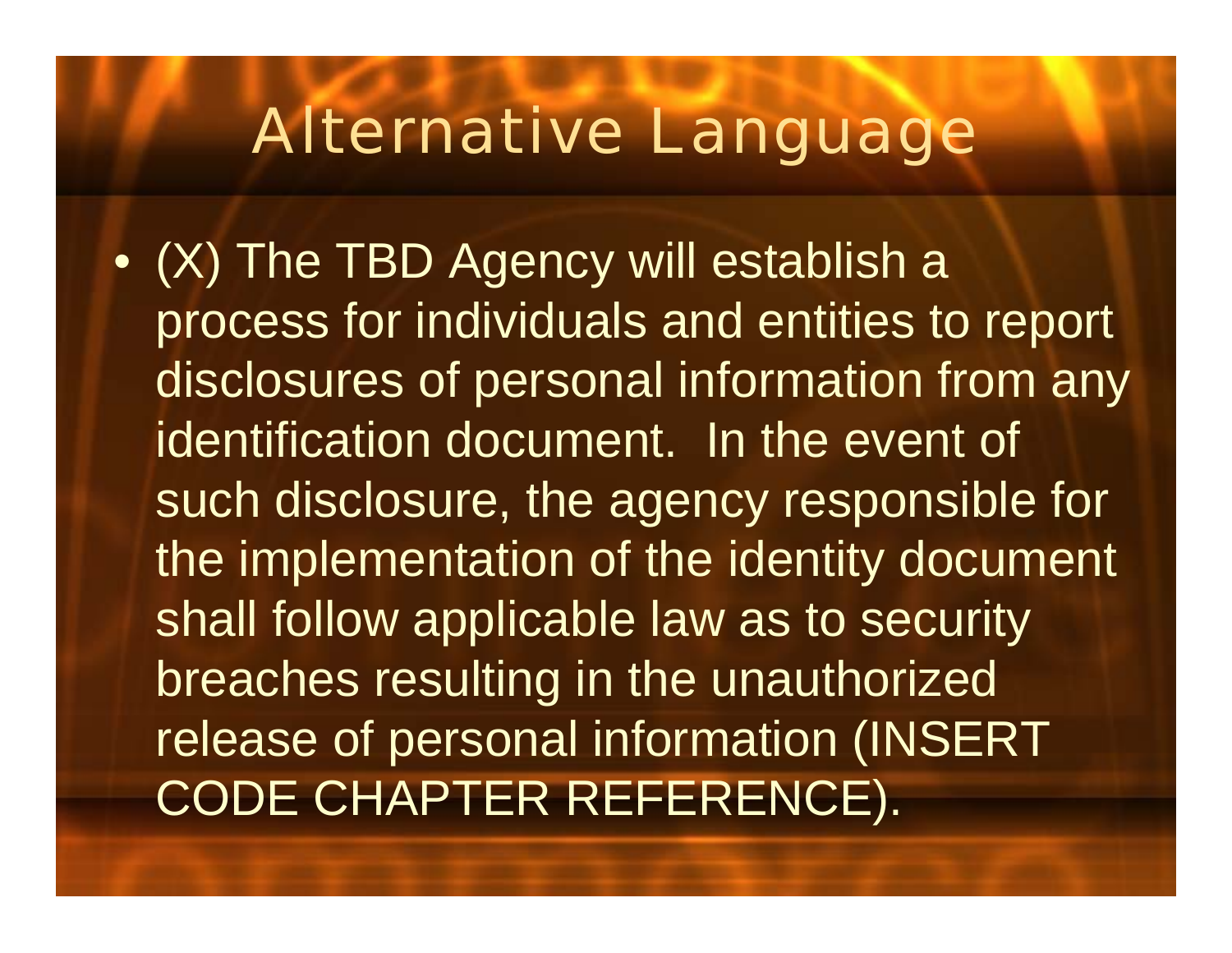# Alternative Language

- (X) The TBD Agency will establish a process for individuals and entities to report disclosures of personal information from any identification document. In the event of such disclosure, the agency responsible for the implementation of the identity document shall follow applicable law as to security breaches resulting in the unauthorized release of personal information (INSERT CODE CHAPTER REFERENCE).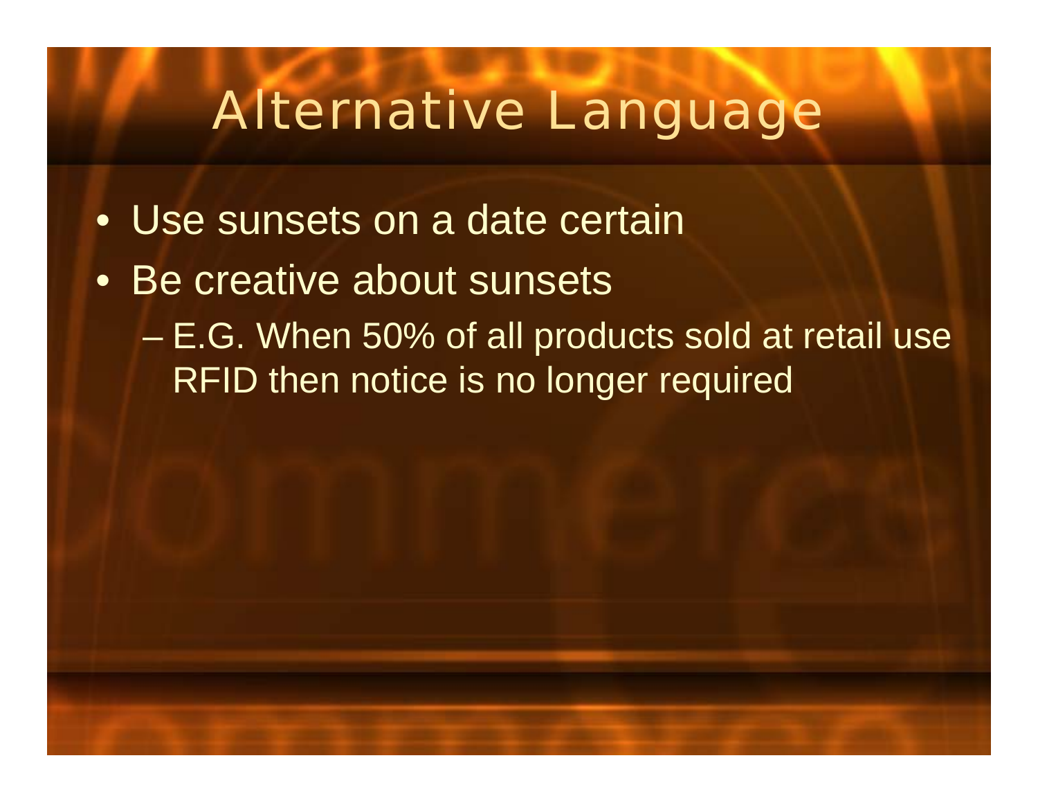# Alternative Language

- Use sunsets on a date certain
- Be creative about sunsets
  - E.G. When 50% of all products sold at retail use RFID then notice is no longer required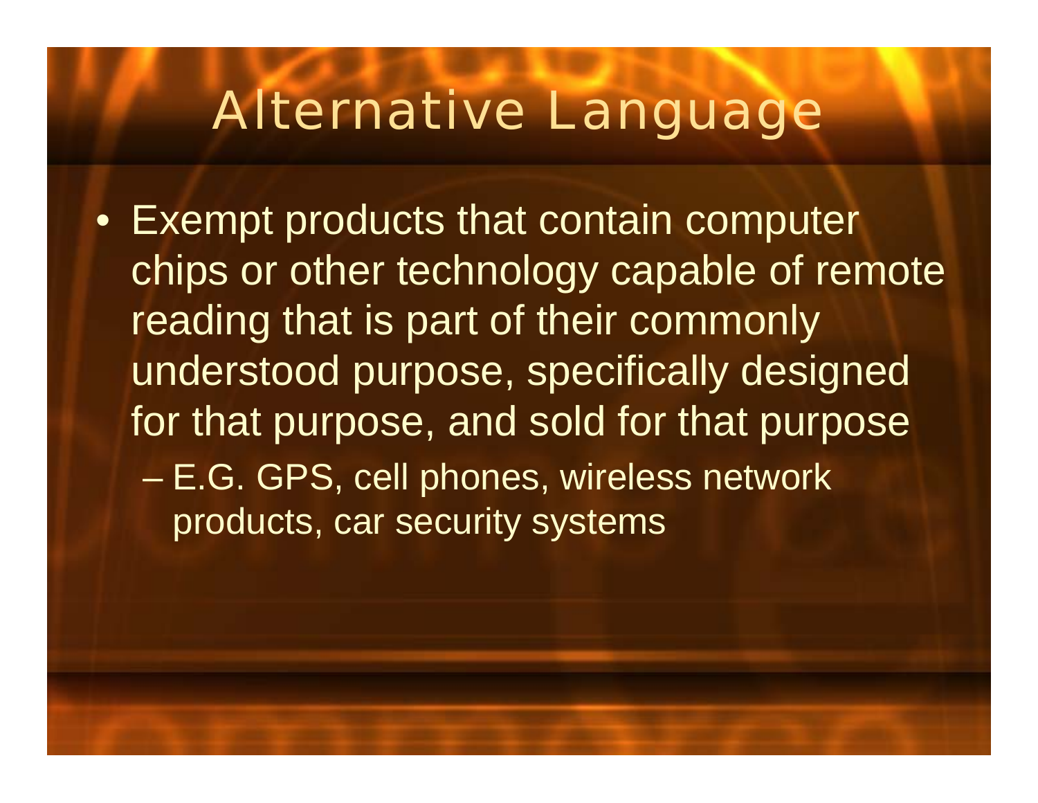# Alternative Language

- Exempt products that contain computer chips or other technology capable of remote reading that is part of their commonly understood purpose, specifically designed for that purpose, and sold for that purpose
  - E.G. GPS, cell phones, wireless network products, car security systems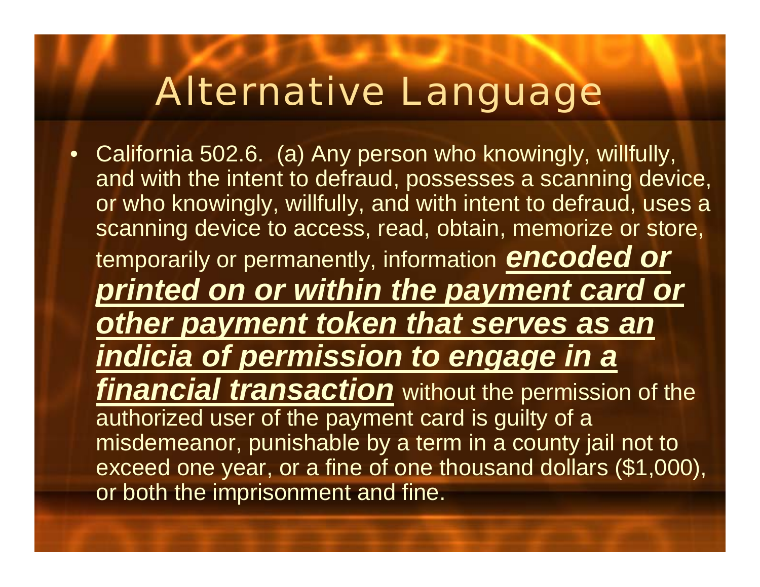# Alternative Language

- California 502.6. (a) Any person who knowingly, willfully, and with the intent to defraud, possesses a scanning device, or who knowingly, willfully, and with intent to defraud, uses a scanning device to access, read, obtain, memorize or store, temporarily or permanently, information ***<u>encoded or printed on or within the payment card or other payment token that serves as an indicia of permission to engage in a financial transaction</u>*** without the permission of the authorized user of the payment card is guilty of a misdemeanor, punishable by a term in a county jail not to exceed one year, or a fine of one thousand dollars ($1,000), or both the imprisonment and fine.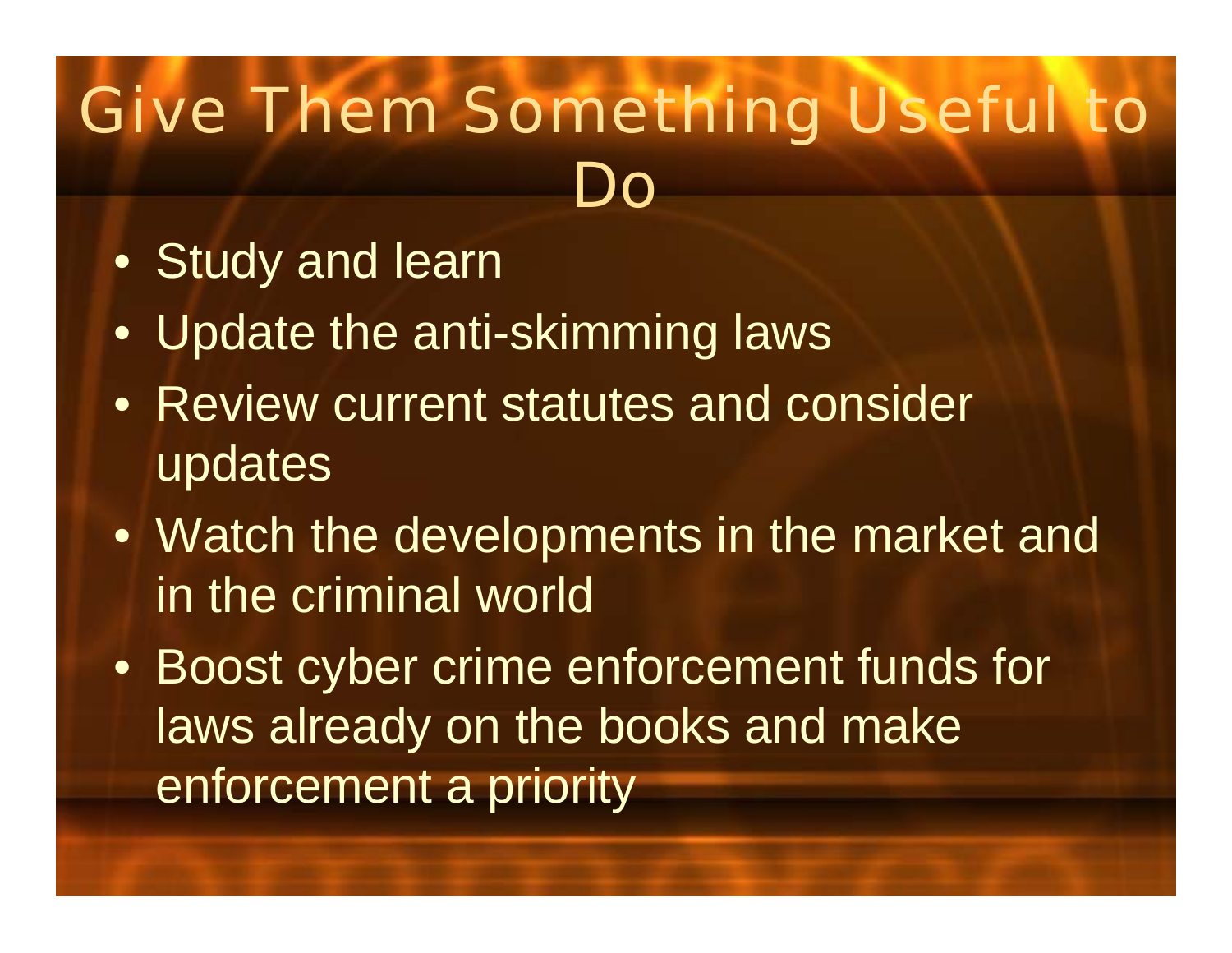# Give Them Something Useful to Do

- Study and learn
- Update the anti-skimming laws
- Review current statutes and consider updates
- Watch the developments in the market and in the criminal world
- Boost cyber crime enforcement funds for laws already on the books and make enforcement a priority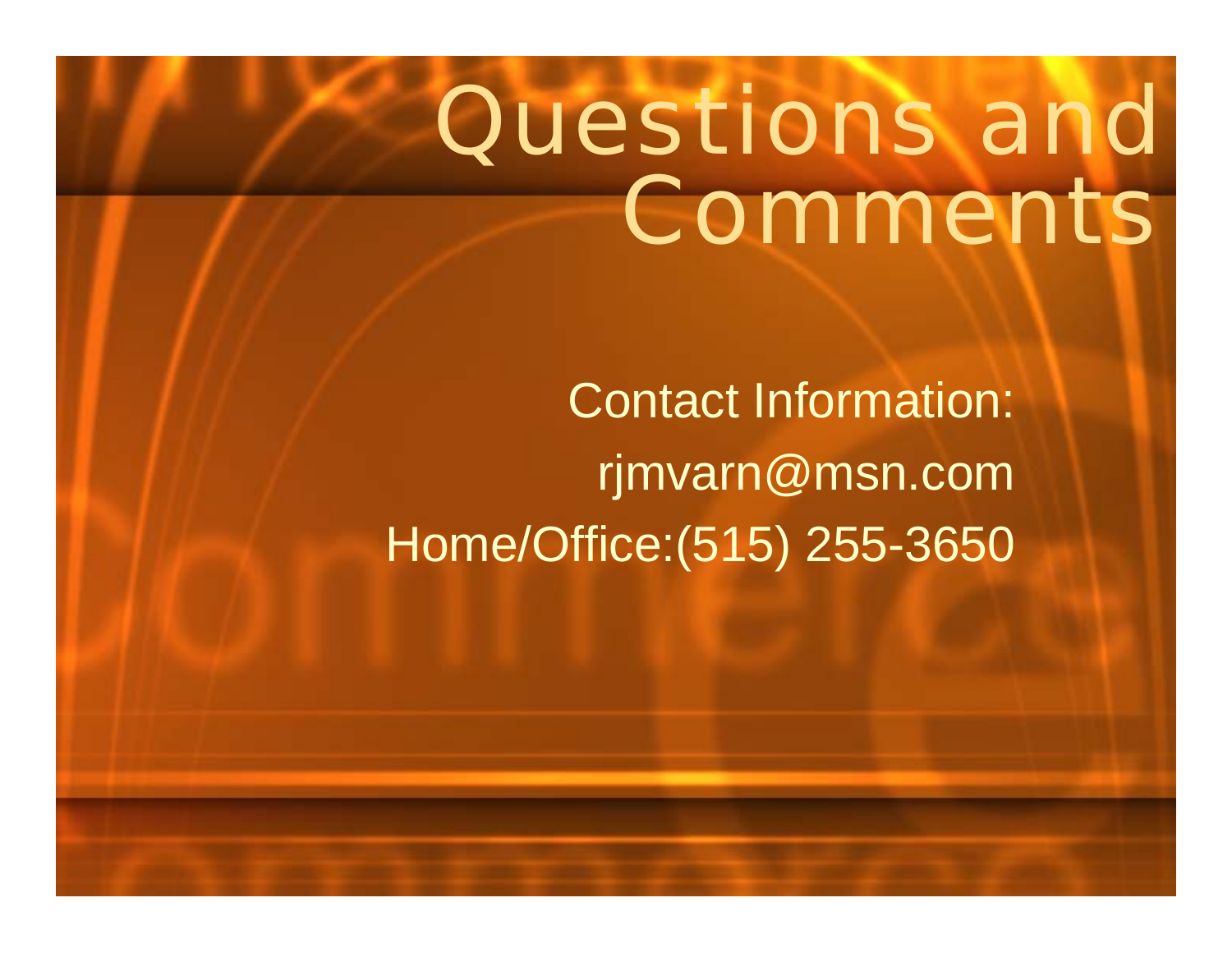# Questions and Comments

Contact Information:

rjmvarn@msn.com

Home/Office:(515) 255-3650